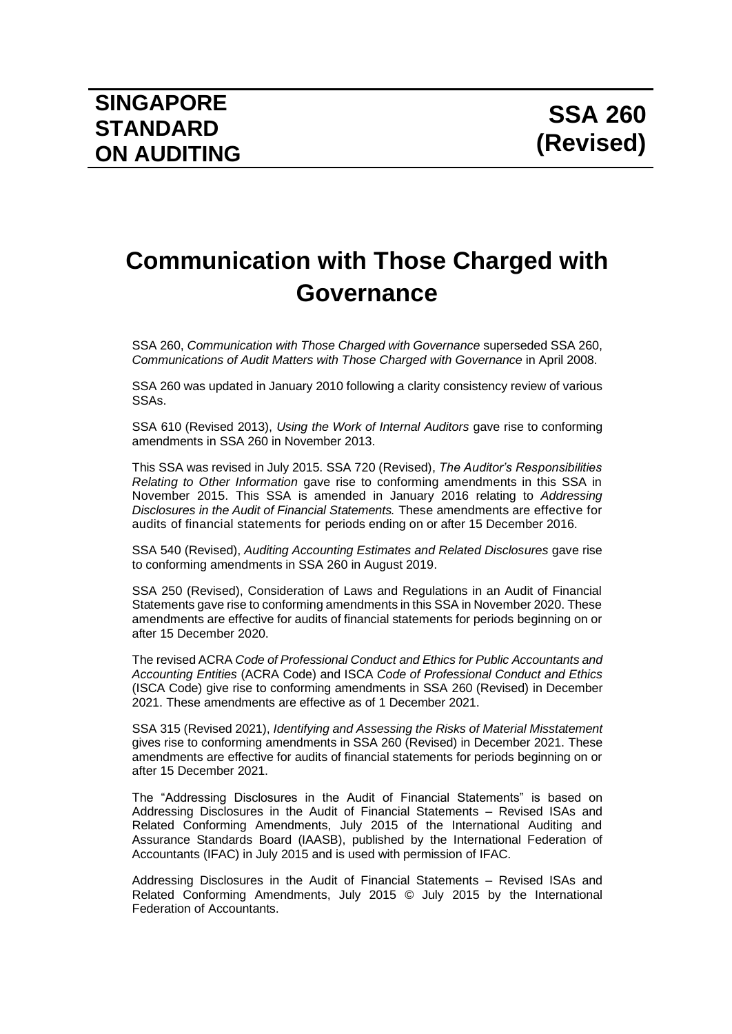**SINGAPORE STANDARD ON AUDITING**

**SSA 260 (Revised)**

# Communication with Those Charged with Governance

SSA 260, *Communication with Those Charged with Governance* superseded SSA 260, *Communications of Audit Matters with Those Charged with Governance* in April 2008.

SSA 260 was updated in January 2010 following a clarity consistency review of various SSAs.

SSA 610 (Revised 2013), *Using the Work of Internal Auditors* gave rise to conforming amendments in SSA 260 in November 2013.

This SSA was revised in July 2015. SSA 720 (Revised), *The Auditor's Responsibilities Relating to Other Information* gave rise to conforming amendments in this SSA in November 2015. This SSA is amended in January 2016 relating to *Addressing Disclosures in the Audit of Financial Statements.* These amendments are effective for audits of financial statements for periods ending on or after 15 December 2016.

SSA 540 (Revised), *Auditing Accounting Estimates and Related Disclosures* gave rise to conforming amendments in SSA 260 in August 2019.

SSA 250 (Revised), Consideration of Laws and Regulations in an Audit of Financial Statements gave rise to conforming amendments in this SSA in November 2020. These amendments are effective for audits of financial statements for periods beginning on or after 15 December 2020.

The revised ACRA *Code of Professional Conduct and Ethics for Public Accountants and Accounting Entities* (ACRA Code) and ISCA *Code of Professional Conduct and Ethics* (ISCA Code) give rise to conforming amendments in SSA 260 (Revised) in December 2021. These amendments are effective as of 1 December 2021.

SSA 315 (Revised 2021), *Identifying and Assessing the Risks of Material Misstatement* gives rise to conforming amendments in SSA 260 (Revised) in December 2021. These amendments are effective for audits of financial statements for periods beginning on or after 15 December 2021.

The "Addressing Disclosures in the Audit of Financial Statements" is based on Addressing Disclosures in the Audit of Financial Statements – Revised ISAs and Related Conforming Amendments, July 2015 of the International Auditing and Assurance Standards Board (IAASB), published by the International Federation of Accountants (IFAC) in July 2015 and is used with permission of IFAC.

Addressing Disclosures in the Audit of Financial Statements – Revised ISAs and Related Conforming Amendments, July 2015 © July 2015 by the International Federation of Accountants.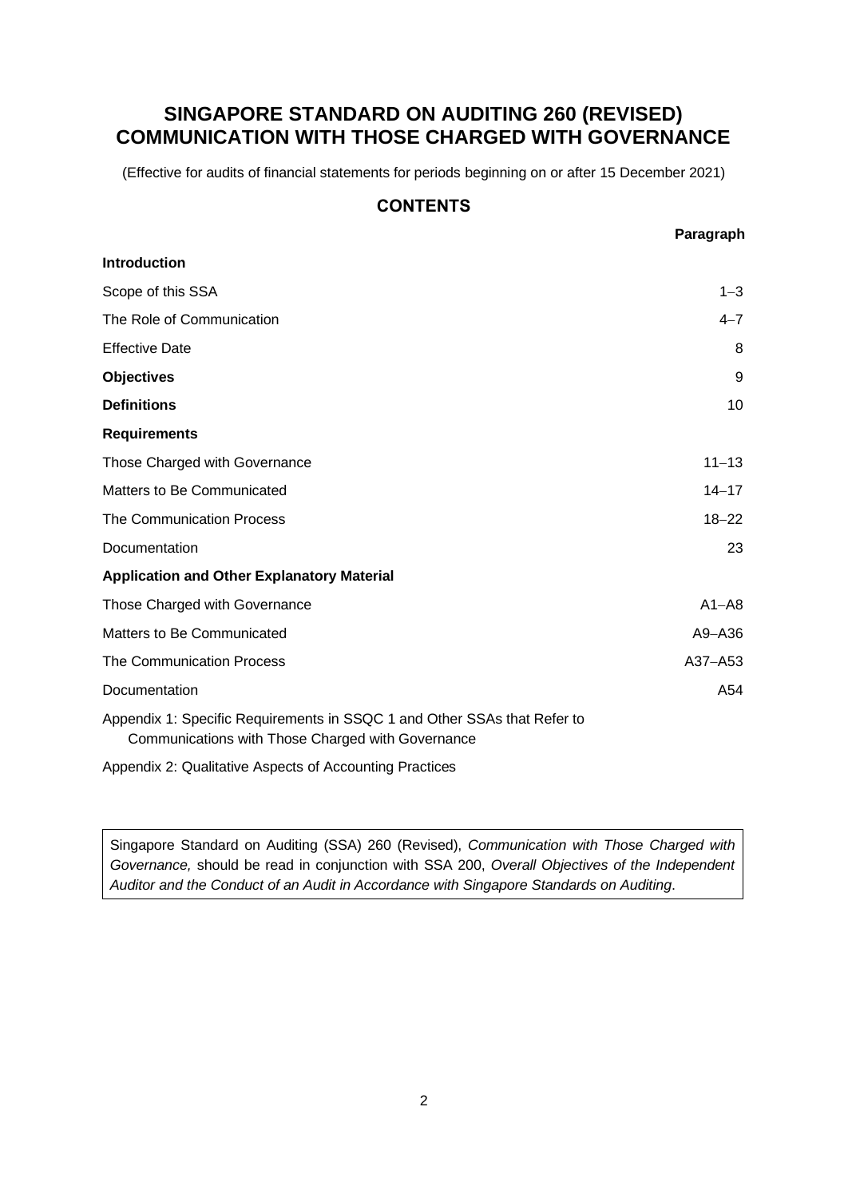# SINGAPORE STANDARD ON AUDITING 260 (REVISED) COMMUNICATION WITH THOSE CHARGED WITH GOVERNANCE

(Effective for audits of financial statements for periods beginning on or after 15 December 2021)

## CONTENTS

| | Paragraph |
|---|---|
| **Introduction** | |
| Scope of this SSA | 1–3 |
| The Role of Communication | 4–7 |
| Effective Date | 8 |
| **Objectives** | 9 |
| **Definitions** | 10 |
| **Requirements** | |
| Those Charged with Governance | 11–13 |
| Matters to Be Communicated | 14–17 |
| The Communication Process | 18–22 |
| Documentation | 23 |
| **Application and Other Explanatory Material** | |
| Those Charged with Governance | A1–A8 |
| Matters to Be Communicated | A9–A36 |
| The Communication Process | A37–A53 |
| Documentation | A54 |
| Appendix 1: Specific Requirements in SSQC 1 and Other SSAs that Refer to Communications with Those Charged with Governance | |
| Appendix 2: Qualitative Aspects of Accounting Practices | |

Singapore Standard on Auditing (SSA) 260 (Revised), *Communication with Those Charged with Governance,* should be read in conjunction with SSA 200, *Overall Objectives of the Independent Auditor and the Conduct of an Audit in Accordance with Singapore Standards on Auditing*.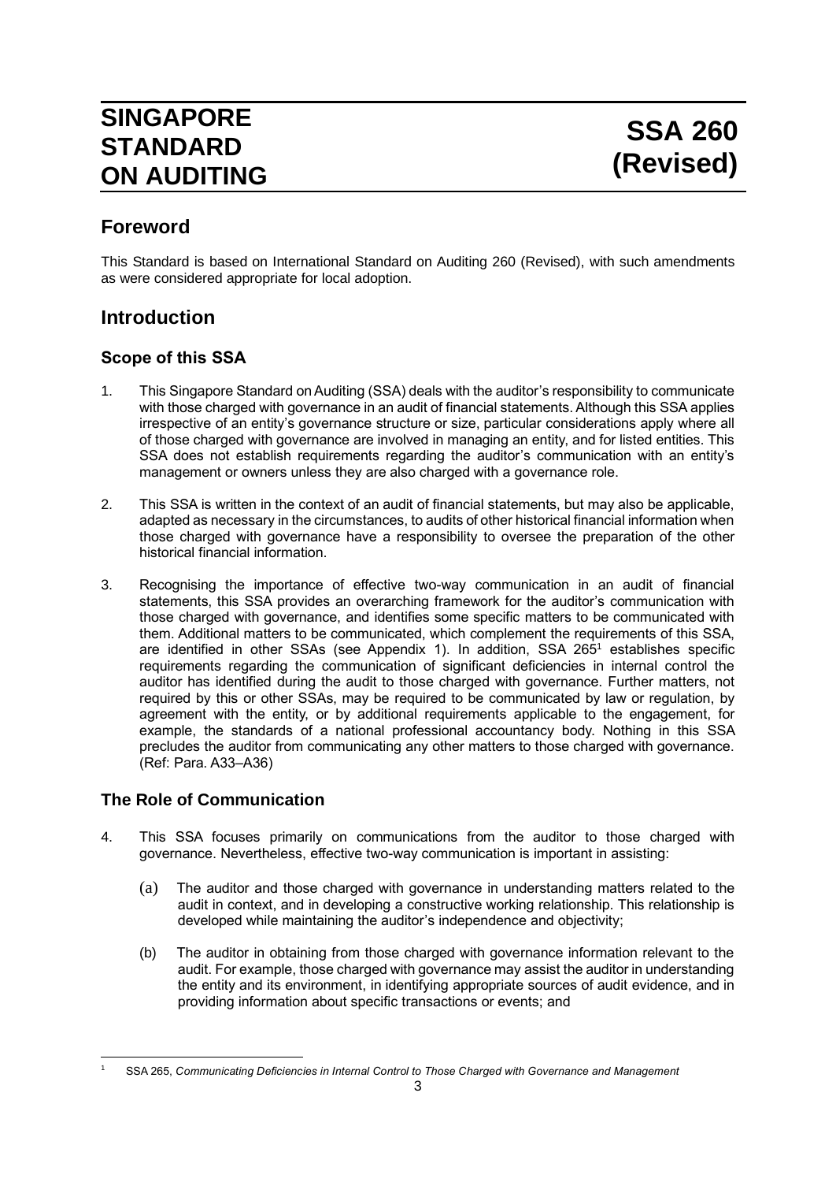# SINGAPORE STANDARD ON AUDITING

# SSA 260 (Revised)

## Foreword

This Standard is based on International Standard on Auditing 260 (Revised), with such amendments as were considered appropriate for local adoption.

## Introduction

### Scope of this SSA

1. This Singapore Standard on Auditing (SSA) deals with the auditor's responsibility to communicate with those charged with governance in an audit of financial statements. Although this SSA applies irrespective of an entity's governance structure or size, particular considerations apply where all of those charged with governance are involved in managing an entity, and for listed entities. This SSA does not establish requirements regarding the auditor's communication with an entity's management or owners unless they are also charged with a governance role.

2. This SSA is written in the context of an audit of financial statements, but may also be applicable, adapted as necessary in the circumstances, to audits of other historical financial information when those charged with governance have a responsibility to oversee the preparation of the other historical financial information.

3. Recognising the importance of effective two-way communication in an audit of financial statements, this SSA provides an overarching framework for the auditor's communication with those charged with governance, and identifies some specific matters to be communicated with them. Additional matters to be communicated, which complement the requirements of this SSA, are identified in other SSAs (see Appendix 1). In addition, SSA 265[1] establishes specific requirements regarding the communication of significant deficiencies in internal control the auditor has identified during the audit to those charged with governance. Further matters, not required by this or other SSAs, may be required to be communicated by law or regulation, by agreement with the entity, or by additional requirements applicable to the engagement, for example, the standards of a national professional accountancy body. Nothing in this SSA precludes the auditor from communicating any other matters to those charged with governance. (Ref: Para. A33–A36)

### The Role of Communication

4. This SSA focuses primarily on communications from the auditor to those charged with governance. Nevertheless, effective two-way communication is important in assisting:

   (a) The auditor and those charged with governance in understanding matters related to the audit in context, and in developing a constructive working relationship. This relationship is developed while maintaining the auditor's independence and objectivity;

   (b) The auditor in obtaining from those charged with governance information relevant to the audit. For example, those charged with governance may assist the auditor in understanding the entity and its environment, in identifying appropriate sources of audit evidence, and in providing information about specific transactions or events; and

[1] SSA 265, *Communicating Deficiencies in Internal Control to Those Charged with Governance and Management*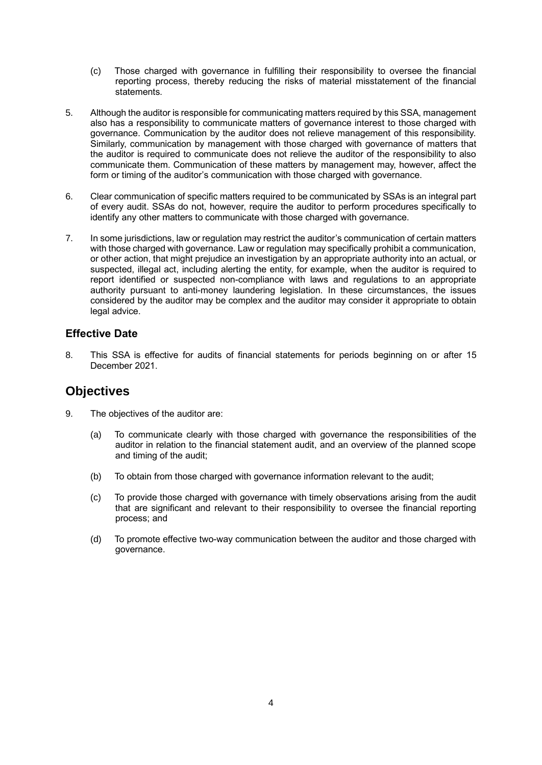(c) Those charged with governance in fulfilling their responsibility to oversee the financial reporting process, thereby reducing the risks of material misstatement of the financial statements.

5. Although the auditor is responsible for communicating matters required by this SSA, management also has a responsibility to communicate matters of governance interest to those charged with governance. Communication by the auditor does not relieve management of this responsibility. Similarly, communication by management with those charged with governance of matters that the auditor is required to communicate does not relieve the auditor of the responsibility to also communicate them. Communication of these matters by management may, however, affect the form or timing of the auditor's communication with those charged with governance.

6. Clear communication of specific matters required to be communicated by SSAs is an integral part of every audit. SSAs do not, however, require the auditor to perform procedures specifically to identify any other matters to communicate with those charged with governance.

7. In some jurisdictions, law or regulation may restrict the auditor's communication of certain matters with those charged with governance. Law or regulation may specifically prohibit a communication, or other action, that might prejudice an investigation by an appropriate authority into an actual, or suspected, illegal act, including alerting the entity, for example, when the auditor is required to report identified or suspected non-compliance with laws and regulations to an appropriate authority pursuant to anti-money laundering legislation. In these circumstances, the issues considered by the auditor may be complex and the auditor may consider it appropriate to obtain legal advice.

### Effective Date

8. This SSA is effective for audits of financial statements for periods beginning on or after 15 December 2021.

## Objectives

9. The objectives of the auditor are:

   (a) To communicate clearly with those charged with governance the responsibilities of the auditor in relation to the financial statement audit, and an overview of the planned scope and timing of the audit;

   (b) To obtain from those charged with governance information relevant to the audit;

   (c) To provide those charged with governance with timely observations arising from the audit that are significant and relevant to their responsibility to oversee the financial reporting process; and

   (d) To promote effective two-way communication between the auditor and those charged with governance.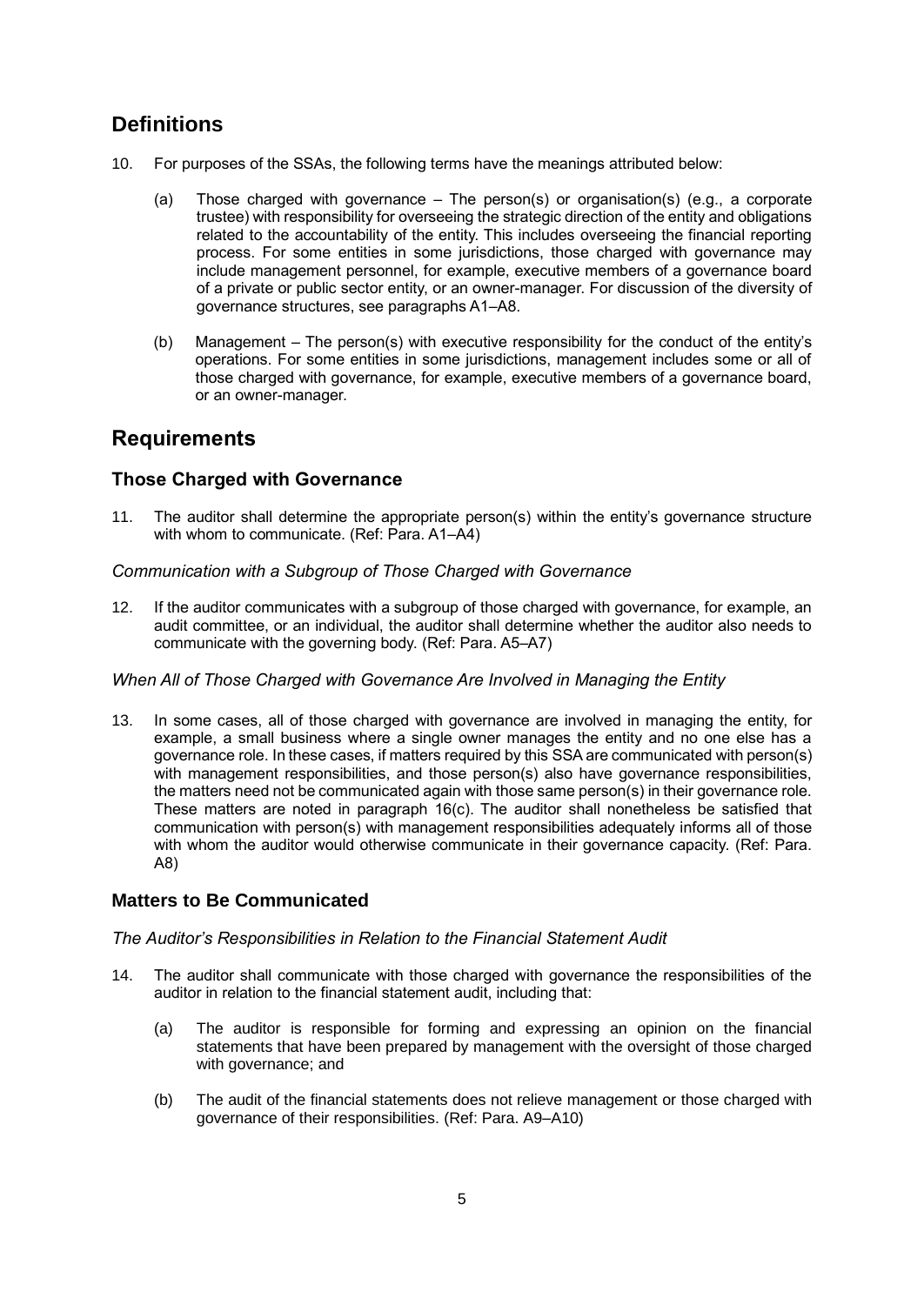## Definitions

10. For purposes of the SSAs, the following terms have the meanings attributed below:

    (a) Those charged with governance – The person(s) or organisation(s) (e.g., a corporate trustee) with responsibility for overseeing the strategic direction of the entity and obligations related to the accountability of the entity. This includes overseeing the financial reporting process. For some entities in some jurisdictions, those charged with governance may include management personnel, for example, executive members of a governance board of a private or public sector entity, or an owner-manager. For discussion of the diversity of governance structures, see paragraphs A1–A8.

    (b) Management – The person(s) with executive responsibility for the conduct of the entity's operations. For some entities in some jurisdictions, management includes some or all of those charged with governance, for example, executive members of a governance board, or an owner-manager.

## Requirements

### Those Charged with Governance

11. The auditor shall determine the appropriate person(s) within the entity's governance structure with whom to communicate. (Ref: Para. A1–A4)

*Communication with a Subgroup of Those Charged with Governance*

12. If the auditor communicates with a subgroup of those charged with governance, for example, an audit committee, or an individual, the auditor shall determine whether the auditor also needs to communicate with the governing body. (Ref: Para. A5–A7)

*When All of Those Charged with Governance Are Involved in Managing the Entity*

13. In some cases, all of those charged with governance are involved in managing the entity, for example, a small business where a single owner manages the entity and no one else has a governance role. In these cases, if matters required by this SSA are communicated with person(s) with management responsibilities, and those person(s) also have governance responsibilities, the matters need not be communicated again with those same person(s) in their governance role. These matters are noted in paragraph 16(c). The auditor shall nonetheless be satisfied that communication with person(s) with management responsibilities adequately informs all of those with whom the auditor would otherwise communicate in their governance capacity. (Ref: Para. A8)

### Matters to Be Communicated

*The Auditor's Responsibilities in Relation to the Financial Statement Audit*

14. The auditor shall communicate with those charged with governance the responsibilities of the auditor in relation to the financial statement audit, including that:

    (a) The auditor is responsible for forming and expressing an opinion on the financial statements that have been prepared by management with the oversight of those charged with governance; and

    (b) The audit of the financial statements does not relieve management or those charged with governance of their responsibilities. (Ref: Para. A9–A10)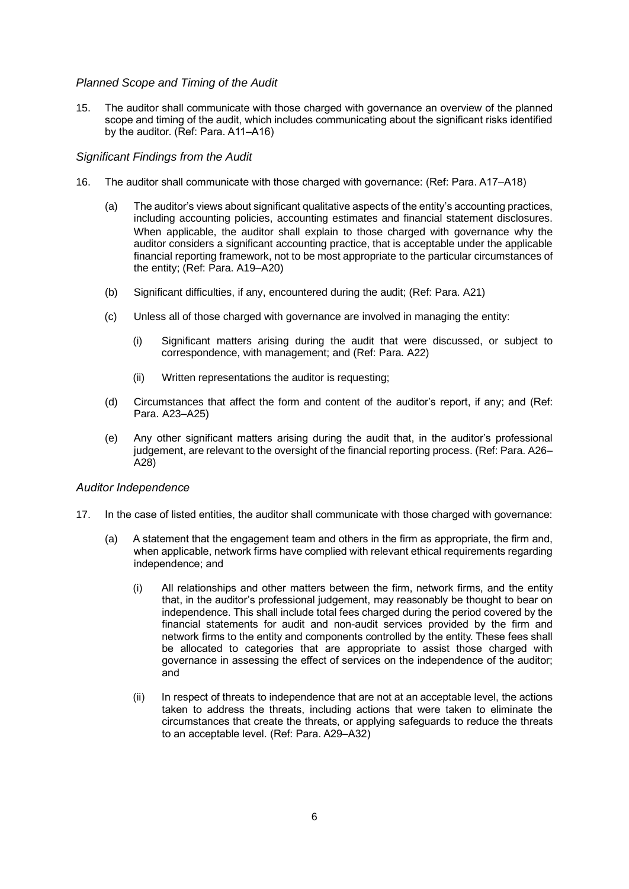*Planned Scope and Timing of the Audit*

15. The auditor shall communicate with those charged with governance an overview of the planned scope and timing of the audit, which includes communicating about the significant risks identified by the auditor. (Ref: Para. A11–A16)

*Significant Findings from the Audit*

16. The auditor shall communicate with those charged with governance: (Ref: Para. A17–A18)

    (a) The auditor's views about significant qualitative aspects of the entity's accounting practices, including accounting policies, accounting estimates and financial statement disclosures. When applicable, the auditor shall explain to those charged with governance why the auditor considers a significant accounting practice, that is acceptable under the applicable financial reporting framework, not to be most appropriate to the particular circumstances of the entity; (Ref: Para. A19–A20)

    (b) Significant difficulties, if any, encountered during the audit; (Ref: Para. A21)

    (c) Unless all of those charged with governance are involved in managing the entity:

        (i) Significant matters arising during the audit that were discussed, or subject to correspondence, with management; and (Ref: Para. A22)

        (ii) Written representations the auditor is requesting;

    (d) Circumstances that affect the form and content of the auditor's report, if any; and (Ref: Para. A23–A25)

    (e) Any other significant matters arising during the audit that, in the auditor's professional judgement, are relevant to the oversight of the financial reporting process. (Ref: Para. A26–A28)

*Auditor Independence*

17. In the case of listed entities, the auditor shall communicate with those charged with governance:

    (a) A statement that the engagement team and others in the firm as appropriate, the firm and, when applicable, network firms have complied with relevant ethical requirements regarding independence; and

        (i) All relationships and other matters between the firm, network firms, and the entity that, in the auditor's professional judgement, may reasonably be thought to bear on independence. This shall include total fees charged during the period covered by the financial statements for audit and non-audit services provided by the firm and network firms to the entity and components controlled by the entity. These fees shall be allocated to categories that are appropriate to assist those charged with governance in assessing the effect of services on the independence of the auditor; and

        (ii) In respect of threats to independence that are not at an acceptable level, the actions taken to address the threats, including actions that were taken to eliminate the circumstances that create the threats, or applying safeguards to reduce the threats to an acceptable level. (Ref: Para. A29–A32)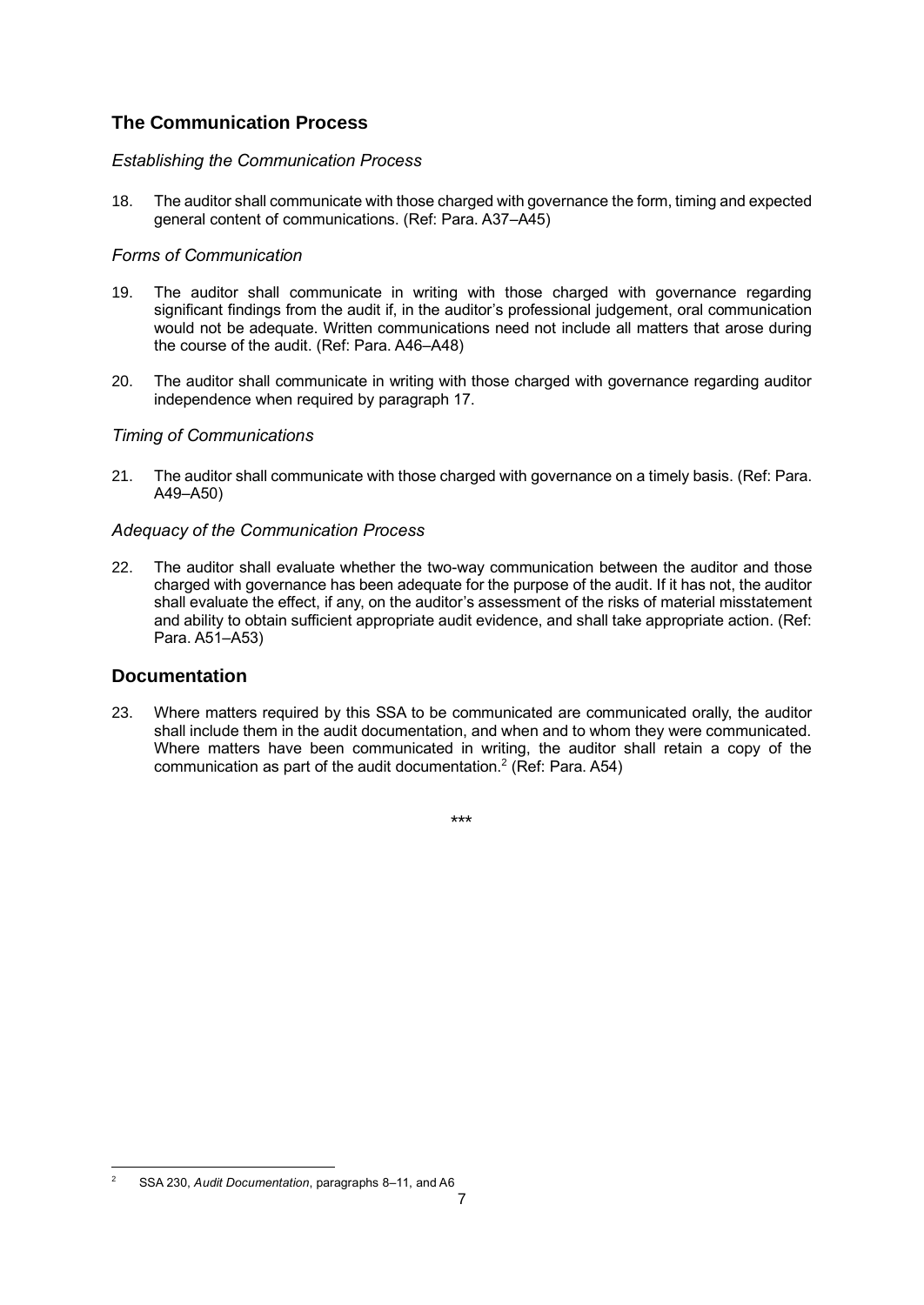## The Communication Process

### *Establishing the Communication Process*

18. The auditor shall communicate with those charged with governance the form, timing and expected general content of communications. (Ref: Para. A37–A45)

### *Forms of Communication*

19. The auditor shall communicate in writing with those charged with governance regarding significant findings from the audit if, in the auditor's professional judgement, oral communication would not be adequate. Written communications need not include all matters that arose during the course of the audit. (Ref: Para. A46–A48)

20. The auditor shall communicate in writing with those charged with governance regarding auditor independence when required by paragraph 17.

### *Timing of Communications*

21. The auditor shall communicate with those charged with governance on a timely basis. (Ref: Para. A49–A50)

### *Adequacy of the Communication Process*

22. The auditor shall evaluate whether the two-way communication between the auditor and those charged with governance has been adequate for the purpose of the audit. If it has not, the auditor shall evaluate the effect, if any, on the auditor's assessment of the risks of material misstatement and ability to obtain sufficient appropriate audit evidence, and shall take appropriate action. (Ref: Para. A51–A53)

## Documentation

23. Where matters required by this SSA to be communicated are communicated orally, the auditor shall include them in the audit documentation, and when and to whom they were communicated. Where matters have been communicated in writing, the auditor shall retain a copy of the communication as part of the audit documentation.[2] (Ref: Para. A54)

\*\*\*

[2] SSA 230, *Audit Documentation*, paragraphs 8–11, and A6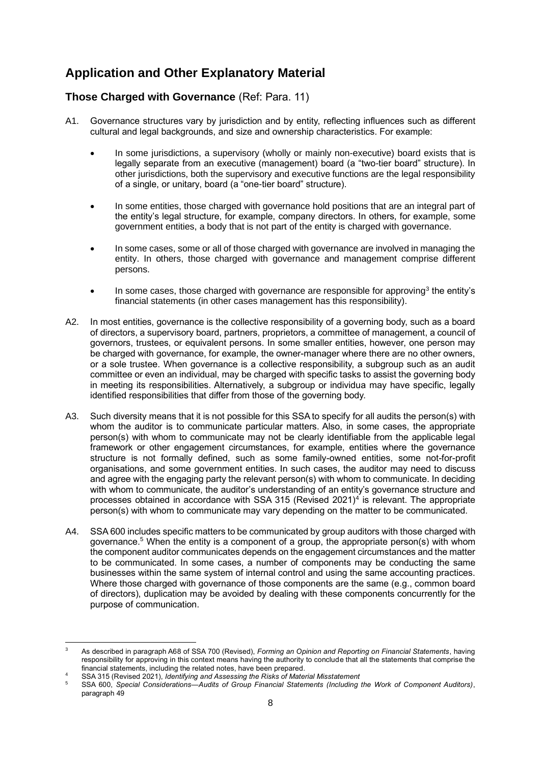## Application and Other Explanatory Material

### Those Charged with Governance (Ref: Para. 11)

A1. Governance structures vary by jurisdiction and by entity, reflecting influences such as different cultural and legal backgrounds, and size and ownership characteristics. For example:

- In some jurisdictions, a supervisory (wholly or mainly non-executive) board exists that is legally separate from an executive (management) board (a "two-tier board" structure). In other jurisdictions, both the supervisory and executive functions are the legal responsibility of a single, or unitary, board (a "one-tier board" structure).
- In some entities, those charged with governance hold positions that are an integral part of the entity's legal structure, for example, company directors. In others, for example, some government entities, a body that is not part of the entity is charged with governance.
- In some cases, some or all of those charged with governance are involved in managing the entity. In others, those charged with governance and management comprise different persons.
- In some cases, those charged with governance are responsible for approving[3] the entity's financial statements (in other cases management has this responsibility).

A2. In most entities, governance is the collective responsibility of a governing body, such as a board of directors, a supervisory board, partners, proprietors, a committee of management, a council of governors, trustees, or equivalent persons. In some smaller entities, however, one person may be charged with governance, for example, the owner-manager where there are no other owners, or a sole trustee. When governance is a collective responsibility, a subgroup such as an audit committee or even an individual, may be charged with specific tasks to assist the governing body in meeting its responsibilities. Alternatively, a subgroup or individua may have specific, legally identified responsibilities that differ from those of the governing body.

A3. Such diversity means that it is not possible for this SSA to specify for all audits the person(s) with whom the auditor is to communicate particular matters. Also, in some cases, the appropriate person(s) with whom to communicate may not be clearly identifiable from the applicable legal framework or other engagement circumstances, for example, entities where the governance structure is not formally defined, such as some family-owned entities, some not-for-profit organisations, and some government entities. In such cases, the auditor may need to discuss and agree with the engaging party the relevant person(s) with whom to communicate. In deciding with whom to communicate, the auditor's understanding of an entity's governance structure and processes obtained in accordance with SSA 315 (Revised 2021)[4] is relevant. The appropriate person(s) with whom to communicate may vary depending on the matter to be communicated.

A4. SSA 600 includes specific matters to be communicated by group auditors with those charged with governance.[5] When the entity is a component of a group, the appropriate person(s) with whom the component auditor communicates depends on the engagement circumstances and the matter to be communicated. In some cases, a number of components may be conducting the same businesses within the same system of internal control and using the same accounting practices. Where those charged with governance of those components are the same (e.g., common board of directors), duplication may be avoided by dealing with these components concurrently for the purpose of communication.

---

[3] As described in paragraph A68 of SSA 700 (Revised), *Forming an Opinion and Reporting on Financial Statements*, having responsibility for approving in this context means having the authority to conclude that all the statements that comprise the financial statements, including the related notes, have been prepared.

[4] SSA 315 (Revised 2021), *Identifying and Assessing the Risks of Material Misstatement*

[5] SSA 600, *Special Considerations—Audits of Group Financial Statements (Including the Work of Component Auditors)*, paragraph 49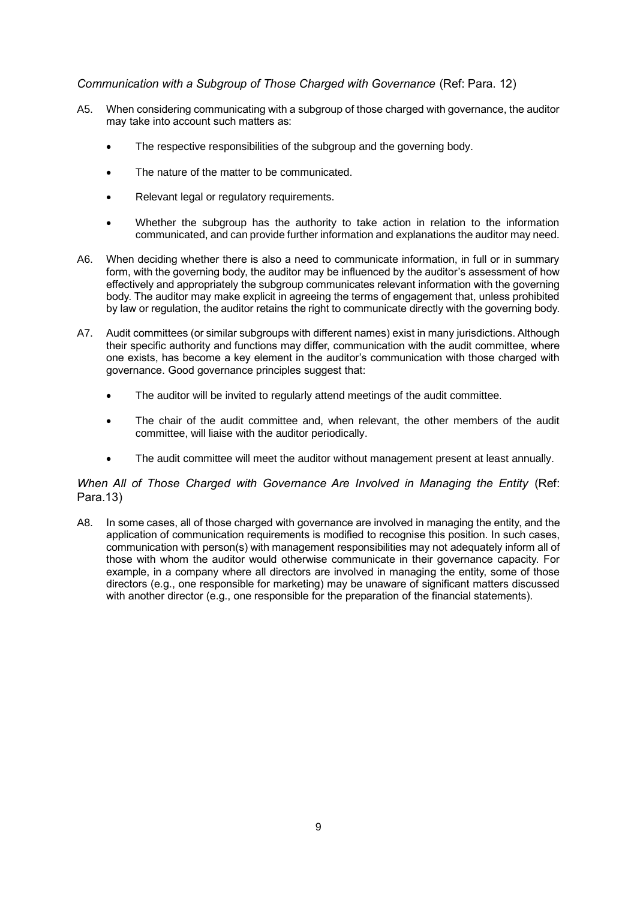*Communication with a Subgroup of Those Charged with Governance* (Ref: Para. 12)

A5. When considering communicating with a subgroup of those charged with governance, the auditor may take into account such matters as:

- The respective responsibilities of the subgroup and the governing body.
- The nature of the matter to be communicated.
- Relevant legal or regulatory requirements.
- Whether the subgroup has the authority to take action in relation to the information communicated, and can provide further information and explanations the auditor may need.

A6. When deciding whether there is also a need to communicate information, in full or in summary form, with the governing body, the auditor may be influenced by the auditor's assessment of how effectively and appropriately the subgroup communicates relevant information with the governing body. The auditor may make explicit in agreeing the terms of engagement that, unless prohibited by law or regulation, the auditor retains the right to communicate directly with the governing body.

A7. Audit committees (or similar subgroups with different names) exist in many jurisdictions. Although their specific authority and functions may differ, communication with the audit committee, where one exists, has become a key element in the auditor's communication with those charged with governance. Good governance principles suggest that:

- The auditor will be invited to regularly attend meetings of the audit committee.
- The chair of the audit committee and, when relevant, the other members of the audit committee, will liaise with the auditor periodically.
- The audit committee will meet the auditor without management present at least annually.

*When All of Those Charged with Governance Are Involved in Managing the Entity* (Ref: Para.13)

A8. In some cases, all of those charged with governance are involved in managing the entity, and the application of communication requirements is modified to recognise this position. In such cases, communication with person(s) with management responsibilities may not adequately inform all of those with whom the auditor would otherwise communicate in their governance capacity. For example, in a company where all directors are involved in managing the entity, some of those directors (e.g., one responsible for marketing) may be unaware of significant matters discussed with another director (e.g., one responsible for the preparation of the financial statements).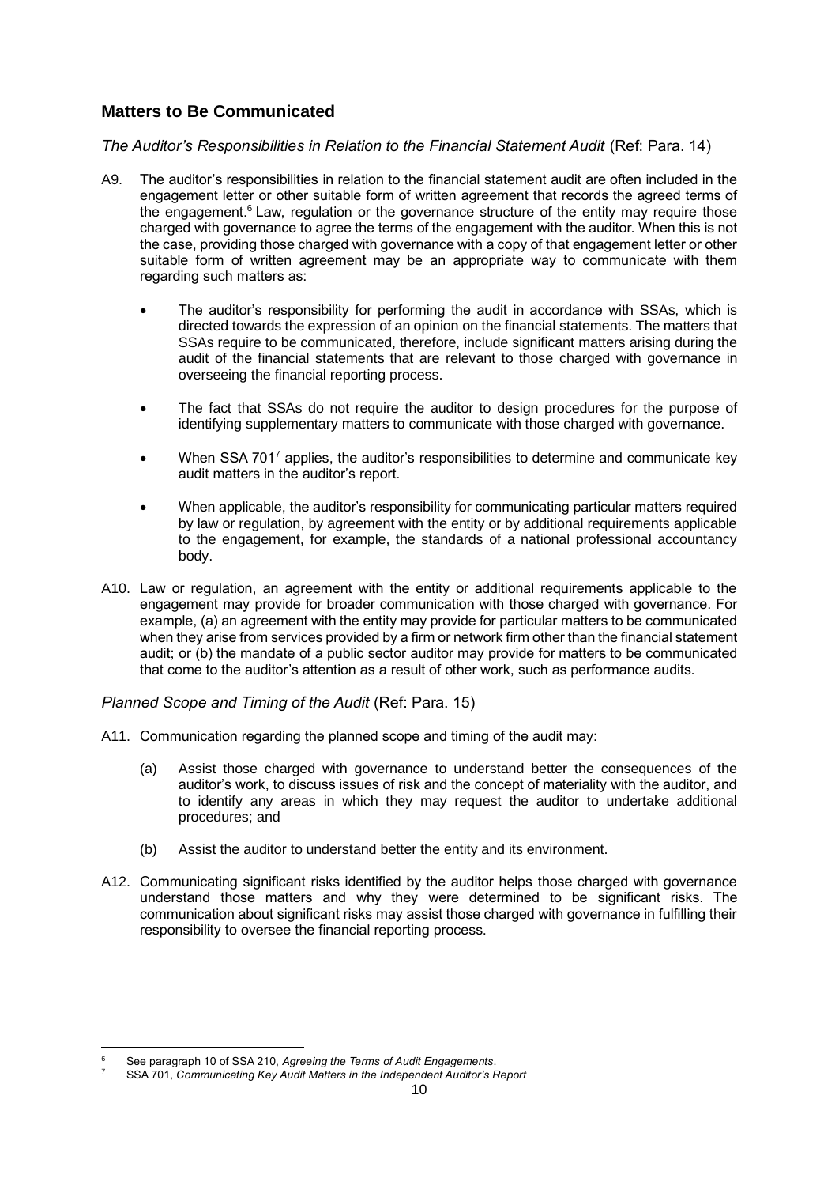## Matters to Be Communicated

*The Auditor's Responsibilities in Relation to the Financial Statement Audit* (Ref: Para. 14)

A9. The auditor's responsibilities in relation to the financial statement audit are often included in the engagement letter or other suitable form of written agreement that records the agreed terms of the engagement.[6] Law, regulation or the governance structure of the entity may require those charged with governance to agree the terms of the engagement with the auditor. When this is not the case, providing those charged with governance with a copy of that engagement letter or other suitable form of written agreement may be an appropriate way to communicate with them regarding such matters as:

- The auditor's responsibility for performing the audit in accordance with SSAs, which is directed towards the expression of an opinion on the financial statements. The matters that SSAs require to be communicated, therefore, include significant matters arising during the audit of the financial statements that are relevant to those charged with governance in overseeing the financial reporting process.
- The fact that SSAs do not require the auditor to design procedures for the purpose of identifying supplementary matters to communicate with those charged with governance.
- When SSA 701[7] applies, the auditor's responsibilities to determine and communicate key audit matters in the auditor's report.
- When applicable, the auditor's responsibility for communicating particular matters required by law or regulation, by agreement with the entity or by additional requirements applicable to the engagement, for example, the standards of a national professional accountancy body.

A10. Law or regulation, an agreement with the entity or additional requirements applicable to the engagement may provide for broader communication with those charged with governance. For example, (a) an agreement with the entity may provide for particular matters to be communicated when they arise from services provided by a firm or network firm other than the financial statement audit; or (b) the mandate of a public sector auditor may provide for matters to be communicated that come to the auditor's attention as a result of other work, such as performance audits.

*Planned Scope and Timing of the Audit* (Ref: Para. 15)

A11. Communication regarding the planned scope and timing of the audit may:

(a) Assist those charged with governance to understand better the consequences of the auditor's work, to discuss issues of risk and the concept of materiality with the auditor, and to identify any areas in which they may request the auditor to undertake additional procedures; and

(b) Assist the auditor to understand better the entity and its environment.

A12. Communicating significant risks identified by the auditor helps those charged with governance understand those matters and why they were determined to be significant risks. The communication about significant risks may assist those charged with governance in fulfilling their responsibility to oversee the financial reporting process.

---

[6] See paragraph 10 of SSA 210, *Agreeing the Terms of Audit Engagements*.

[7] SSA 701, *Communicating Key Audit Matters in the Independent Auditor's Report*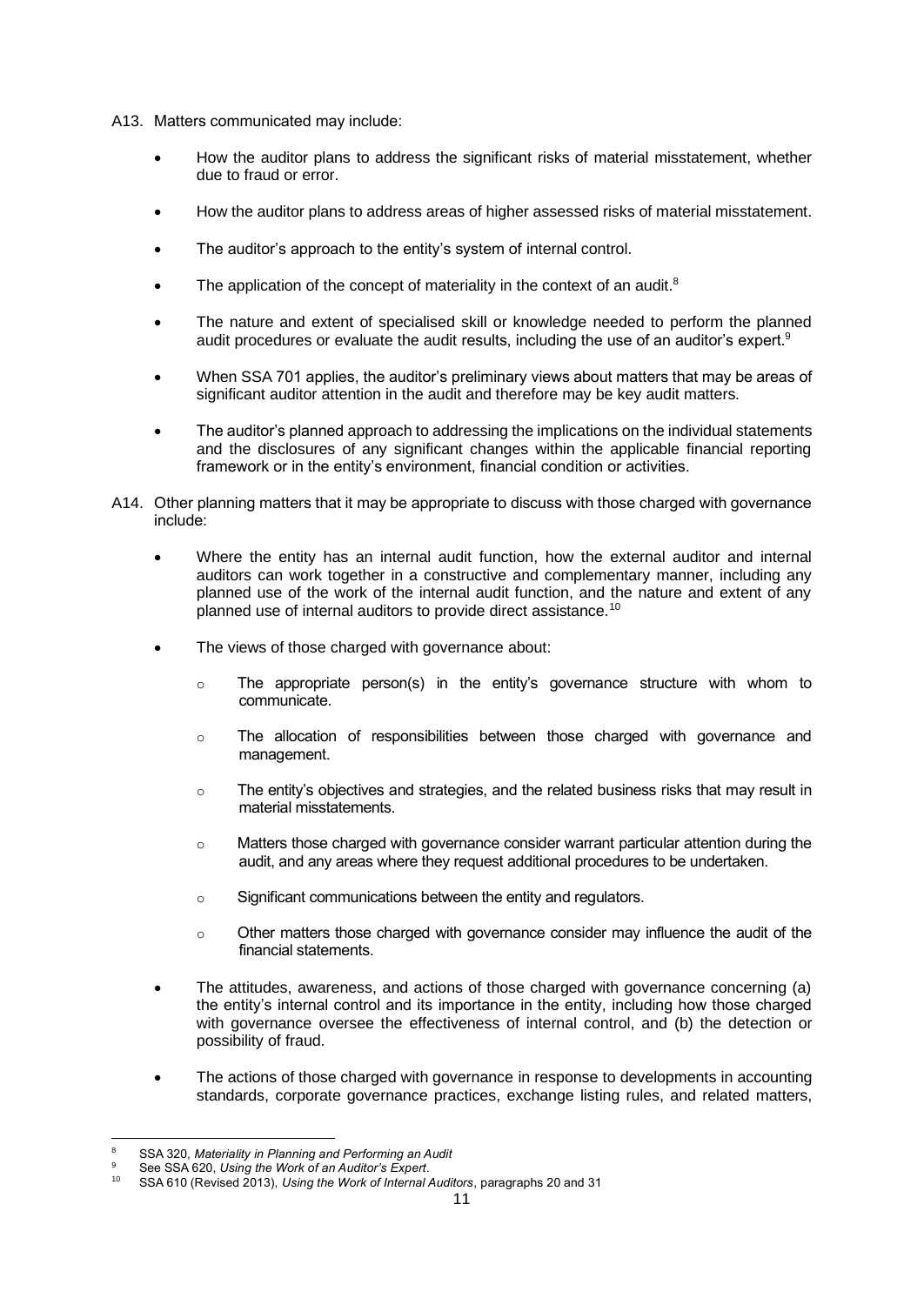A13. Matters communicated may include:

- How the auditor plans to address the significant risks of material misstatement, whether due to fraud or error.
- How the auditor plans to address areas of higher assessed risks of material misstatement.
- The auditor's approach to the entity's system of internal control.
- The application of the concept of materiality in the context of an audit.[8]
- The nature and extent of specialised skill or knowledge needed to perform the planned audit procedures or evaluate the audit results, including the use of an auditor's expert.[9]
- When SSA 701 applies, the auditor's preliminary views about matters that may be areas of significant auditor attention in the audit and therefore may be key audit matters.
- The auditor's planned approach to addressing the implications on the individual statements and the disclosures of any significant changes within the applicable financial reporting framework or in the entity's environment, financial condition or activities.

A14. Other planning matters that it may be appropriate to discuss with those charged with governance include:

- Where the entity has an internal audit function, how the external auditor and internal auditors can work together in a constructive and complementary manner, including any planned use of the work of the internal audit function, and the nature and extent of any planned use of internal auditors to provide direct assistance.[10]
- The views of those charged with governance about:
  - The appropriate person(s) in the entity's governance structure with whom to communicate.
  - The allocation of responsibilities between those charged with governance and management.
  - The entity's objectives and strategies, and the related business risks that may result in material misstatements.
  - Matters those charged with governance consider warrant particular attention during the audit, and any areas where they request additional procedures to be undertaken.
  - Significant communications between the entity and regulators.
  - Other matters those charged with governance consider may influence the audit of the financial statements.
- The attitudes, awareness, and actions of those charged with governance concerning (a) the entity's internal control and its importance in the entity, including how those charged with governance oversee the effectiveness of internal control, and (b) the detection or possibility of fraud.
- The actions of those charged with governance in response to developments in accounting standards, corporate governance practices, exchange listing rules, and related matters,

---

[8] SSA 320, *Materiality in Planning and Performing an Audit*

[9] See SSA 620, *Using the Work of an Auditor's Expert*.

[10] SSA 610 (Revised 2013), *Using the Work of Internal Auditors*, paragraphs 20 and 31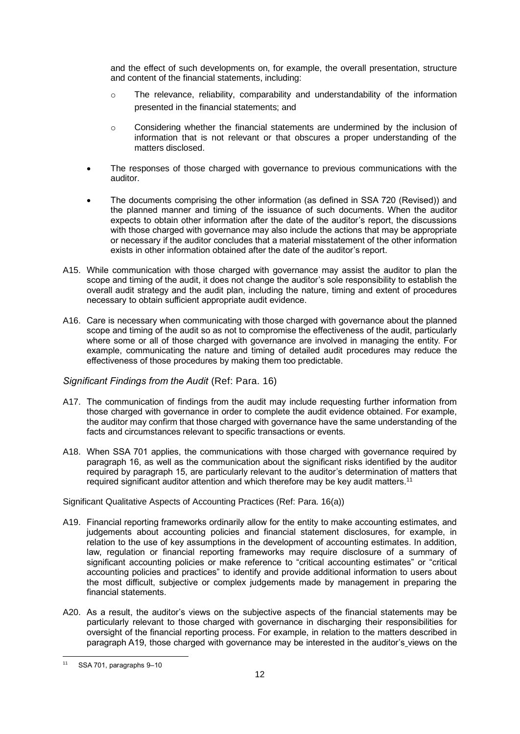and the effect of such developments on, for example, the overall presentation, structure and content of the financial statements, including:

  - The relevance, reliability, comparability and understandability of the information presented in the financial statements; and
  - Considering whether the financial statements are undermined by the inclusion of information that is not relevant or that obscures a proper understanding of the matters disclosed.

- The responses of those charged with governance to previous communications with the auditor.
- The documents comprising the other information (as defined in SSA 720 (Revised)) and the planned manner and timing of the issuance of such documents. When the auditor expects to obtain other information after the date of the auditor's report, the discussions with those charged with governance may also include the actions that may be appropriate or necessary if the auditor concludes that a material misstatement of the other information exists in other information obtained after the date of the auditor's report.

A15. While communication with those charged with governance may assist the auditor to plan the scope and timing of the audit, it does not change the auditor's sole responsibility to establish the overall audit strategy and the audit plan, including the nature, timing and extent of procedures necessary to obtain sufficient appropriate audit evidence.

A16. Care is necessary when communicating with those charged with governance about the planned scope and timing of the audit so as not to compromise the effectiveness of the audit, particularly where some or all of those charged with governance are involved in managing the entity. For example, communicating the nature and timing of detailed audit procedures may reduce the effectiveness of those procedures by making them too predictable.

### *Significant Findings from the Audit* (Ref: Para. 16)

A17. The communication of findings from the audit may include requesting further information from those charged with governance in order to complete the audit evidence obtained. For example, the auditor may confirm that those charged with governance have the same understanding of the facts and circumstances relevant to specific transactions or events.

A18. When SSA 701 applies, the communications with those charged with governance required by paragraph 16, as well as the communication about the significant risks identified by the auditor required by paragraph 15, are particularly relevant to the auditor's determination of matters that required significant auditor attention and which therefore may be key audit matters.[11]

Significant Qualitative Aspects of Accounting Practices (Ref: Para. 16(a))

A19. Financial reporting frameworks ordinarily allow for the entity to make accounting estimates, and judgements about accounting policies and financial statement disclosures, for example, in relation to the use of key assumptions in the development of accounting estimates. In addition, law, regulation or financial reporting frameworks may require disclosure of a summary of significant accounting policies or make reference to "critical accounting estimates" or "critical accounting policies and practices" to identify and provide additional information to users about the most difficult, subjective or complex judgements made by management in preparing the financial statements.

A20. As a result, the auditor's views on the subjective aspects of the financial statements may be particularly relevant to those charged with governance in discharging their responsibilities for oversight of the financial reporting process. For example, in relation to the matters described in paragraph A19, those charged with governance may be interested in the auditor's views on the

[11] SSA 701, paragraphs 9–10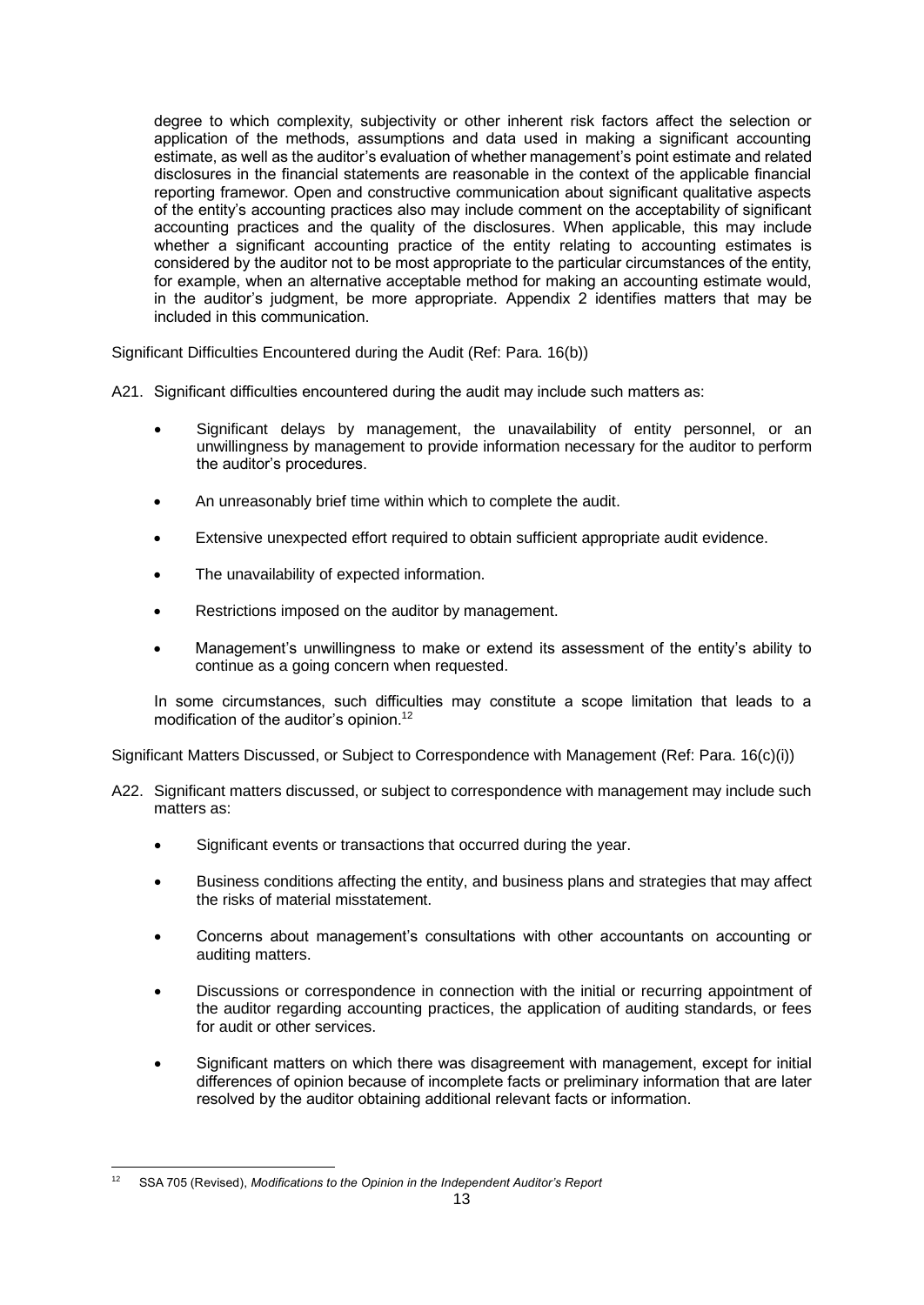degree to which complexity, subjectivity or other inherent risk factors affect the selection or application of the methods, assumptions and data used in making a significant accounting estimate, as well as the auditor's evaluation of whether management's point estimate and related disclosures in the financial statements are reasonable in the context of the applicable financial reporting framewor. Open and constructive communication about significant qualitative aspects of the entity's accounting practices also may include comment on the acceptability of significant accounting practices and the quality of the disclosures. When applicable, this may include whether a significant accounting practice of the entity relating to accounting estimates is considered by the auditor not to be most appropriate to the particular circumstances of the entity, for example, when an alternative acceptable method for making an accounting estimate would, in the auditor's judgment, be more appropriate. Appendix 2 identifies matters that may be included in this communication.

Significant Difficulties Encountered during the Audit (Ref: Para. 16(b))

A21. Significant difficulties encountered during the audit may include such matters as:

- Significant delays by management, the unavailability of entity personnel, or an unwillingness by management to provide information necessary for the auditor to perform the auditor's procedures.
- An unreasonably brief time within which to complete the audit.
- Extensive unexpected effort required to obtain sufficient appropriate audit evidence.
- The unavailability of expected information.
- Restrictions imposed on the auditor by management.
- Management's unwillingness to make or extend its assessment of the entity's ability to continue as a going concern when requested.

In some circumstances, such difficulties may constitute a scope limitation that leads to a modification of the auditor's opinion.[12]

Significant Matters Discussed, or Subject to Correspondence with Management (Ref: Para. 16(c)(i))

A22. Significant matters discussed, or subject to correspondence with management may include such matters as:

- Significant events or transactions that occurred during the year.
- Business conditions affecting the entity, and business plans and strategies that may affect the risks of material misstatement.
- Concerns about management's consultations with other accountants on accounting or auditing matters.
- Discussions or correspondence in connection with the initial or recurring appointment of the auditor regarding accounting practices, the application of auditing standards, or fees for audit or other services.
- Significant matters on which there was disagreement with management, except for initial differences of opinion because of incomplete facts or preliminary information that are later resolved by the auditor obtaining additional relevant facts or information.

---

[12] SSA 705 (Revised), *Modifications to the Opinion in the Independent Auditor's Report*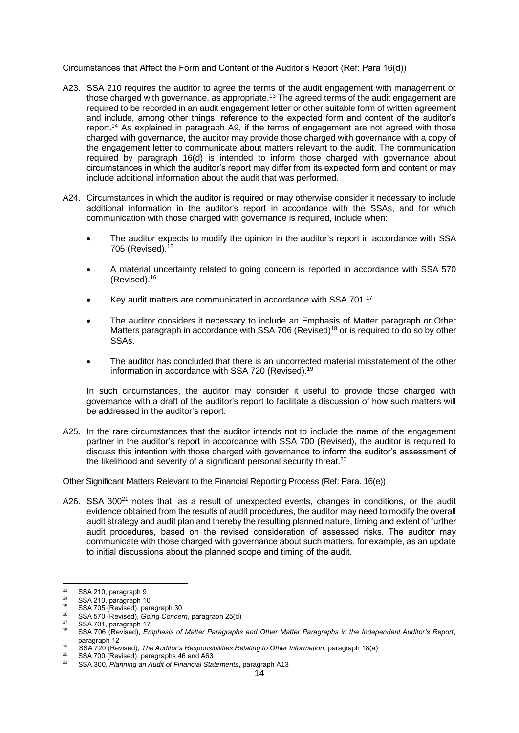Circumstances that Affect the Form and Content of the Auditor's Report (Ref: Para 16(d))

A23. SSA 210 requires the auditor to agree the terms of the audit engagement with management or those charged with governance, as appropriate.[13] The agreed terms of the audit engagement are required to be recorded in an audit engagement letter or other suitable form of written agreement and include, among other things, reference to the expected form and content of the auditor's report.[14] As explained in paragraph A9, if the terms of engagement are not agreed with those charged with governance, the auditor may provide those charged with governance with a copy of the engagement letter to communicate about matters relevant to the audit. The communication required by paragraph 16(d) is intended to inform those charged with governance about circumstances in which the auditor's report may differ from its expected form and content or may include additional information about the audit that was performed.

A24. Circumstances in which the auditor is required or may otherwise consider it necessary to include additional information in the auditor's report in accordance with the SSAs, and for which communication with those charged with governance is required, include when:

- The auditor expects to modify the opinion in the auditor's report in accordance with SSA 705 (Revised).[15]
- A material uncertainty related to going concern is reported in accordance with SSA 570 (Revised).[16]
- Key audit matters are communicated in accordance with SSA 701.[17]
- The auditor considers it necessary to include an Emphasis of Matter paragraph or Other Matters paragraph in accordance with SSA 706 (Revised)[18] or is required to do so by other SSAs.
- The auditor has concluded that there is an uncorrected material misstatement of the other information in accordance with SSA 720 (Revised).[19]

In such circumstances, the auditor may consider it useful to provide those charged with governance with a draft of the auditor's report to facilitate a discussion of how such matters will be addressed in the auditor's report.

A25. In the rare circumstances that the auditor intends not to include the name of the engagement partner in the auditor's report in accordance with SSA 700 (Revised), the auditor is required to discuss this intention with those charged with governance to inform the auditor's assessment of the likelihood and severity of a significant personal security threat.[20]

Other Significant Matters Relevant to the Financial Reporting Process (Ref: Para. 16(e))

A26. SSA 300[21] notes that, as a result of unexpected events, changes in conditions, or the audit evidence obtained from the results of audit procedures, the auditor may need to modify the overall audit strategy and audit plan and thereby the resulting planned nature, timing and extent of further audit procedures, based on the revised consideration of assessed risks. The auditor may communicate with those charged with governance about such matters, for example, as an update to initial discussions about the planned scope and timing of the audit.

---

[13] SSA 210, paragraph 9

[14] SSA 210, paragraph 10

[15] SSA 705 (Revised), paragraph 30

[16] SSA 570 (Revised), *Going Concern*, paragraph 25(d)

[17] SSA 701, paragraph 17

[18] SSA 706 (Revised), *Emphasis of Matter Paragraphs and Other Matter Paragraphs in the Independent Auditor's Report*, paragraph 12

[19] SSA 720 (Revised), *The Auditor's Responsibilities Relating to Other Information*, paragraph 18(a)

[20] SSA 700 (Revised), paragraphs 46 and A63

[21] SSA 300, *Planning an Audit of Financial Statements*, paragraph A13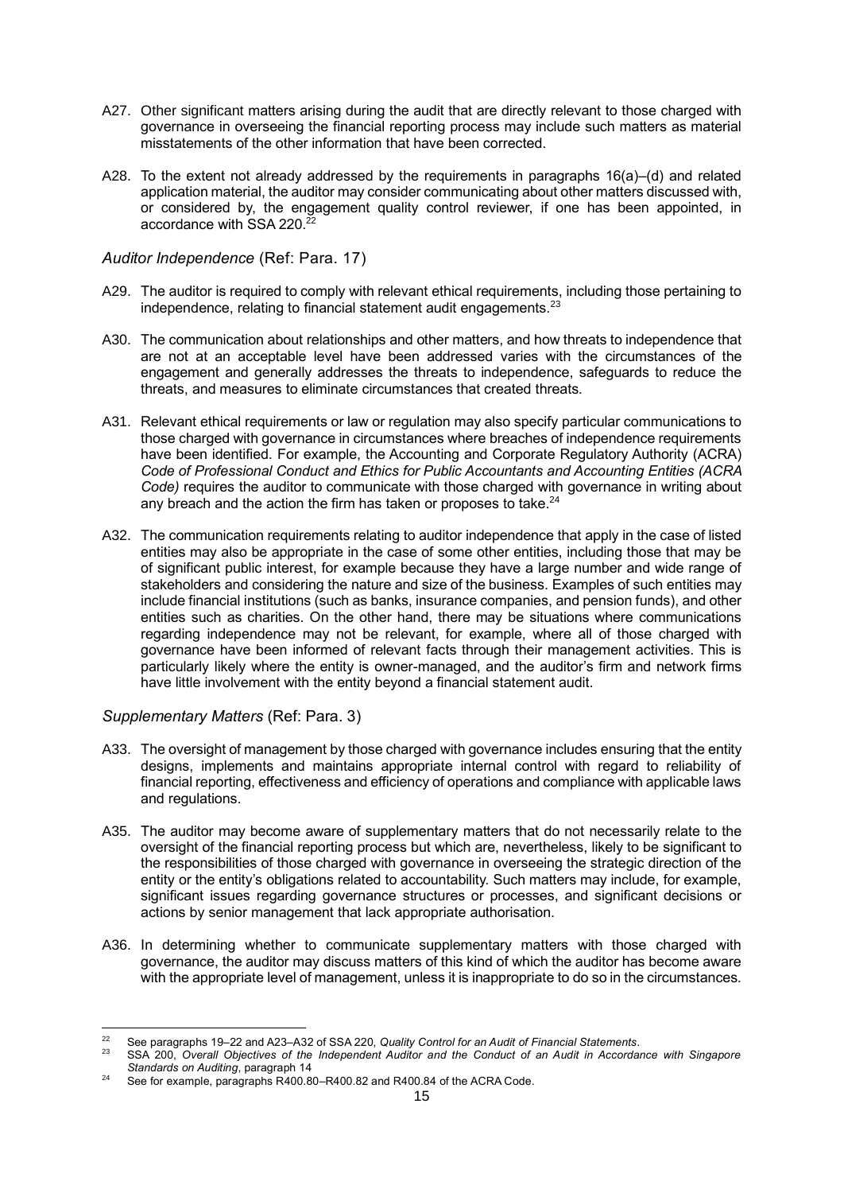A27. Other significant matters arising during the audit that are directly relevant to those charged with governance in overseeing the financial reporting process may include such matters as material misstatements of the other information that have been corrected.

A28. To the extent not already addressed by the requirements in paragraphs 16(a)–(d) and related application material, the auditor may consider communicating about other matters discussed with, or considered by, the engagement quality control reviewer, if one has been appointed, in accordance with SSA 220.[22]

*Auditor Independence* (Ref: Para. 17)

A29. The auditor is required to comply with relevant ethical requirements, including those pertaining to independence, relating to financial statement audit engagements.[23]

A30. The communication about relationships and other matters, and how threats to independence that are not at an acceptable level have been addressed varies with the circumstances of the engagement and generally addresses the threats to independence, safeguards to reduce the threats, and measures to eliminate circumstances that created threats.

A31. Relevant ethical requirements or law or regulation may also specify particular communications to those charged with governance in circumstances where breaches of independence requirements have been identified. For example, the Accounting and Corporate Regulatory Authority (ACRA) *Code of Professional Conduct and Ethics for Public Accountants and Accounting Entities (ACRA Code)* requires the auditor to communicate with those charged with governance in writing about any breach and the action the firm has taken or proposes to take.[24]

A32. The communication requirements relating to auditor independence that apply in the case of listed entities may also be appropriate in the case of some other entities, including those that may be of significant public interest, for example because they have a large number and wide range of stakeholders and considering the nature and size of the business. Examples of such entities may include financial institutions (such as banks, insurance companies, and pension funds), and other entities such as charities. On the other hand, there may be situations where communications regarding independence may not be relevant, for example, where all of those charged with governance have been informed of relevant facts through their management activities. This is particularly likely where the entity is owner-managed, and the auditor's firm and network firms have little involvement with the entity beyond a financial statement audit.

*Supplementary Matters* (Ref: Para. 3)

A33. The oversight of management by those charged with governance includes ensuring that the entity designs, implements and maintains appropriate internal control with regard to reliability of financial reporting, effectiveness and efficiency of operations and compliance with applicable laws and regulations.

A35. The auditor may become aware of supplementary matters that do not necessarily relate to the oversight of the financial reporting process but which are, nevertheless, likely to be significant to the responsibilities of those charged with governance in overseeing the strategic direction of the entity or the entity's obligations related to accountability. Such matters may include, for example, significant issues regarding governance structures or processes, and significant decisions or actions by senior management that lack appropriate authorisation.

A36. In determining whether to communicate supplementary matters with those charged with governance, the auditor may discuss matters of this kind of which the auditor has become aware with the appropriate level of management, unless it is inappropriate to do so in the circumstances.

---

[22] See paragraphs 19–22 and A23–A32 of SSA 220, *Quality Control for an Audit of Financial Statements*.

[23] SSA 200, *Overall Objectives of the Independent Auditor and the Conduct of an Audit in Accordance with Singapore Standards on Auditing*, paragraph 14

[24] See for example, paragraphs R400.80–R400.82 and R400.84 of the ACRA Code.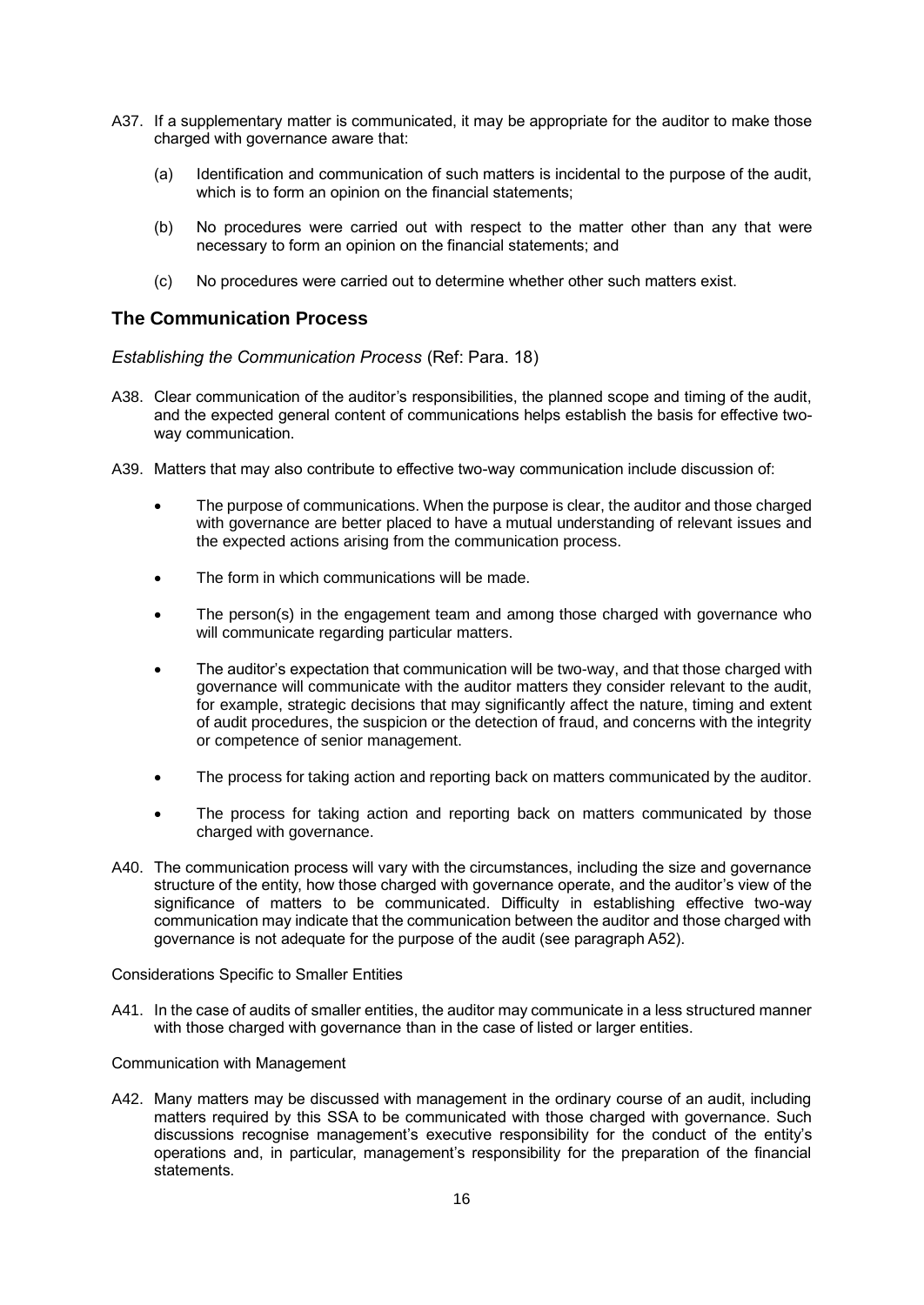A37. If a supplementary matter is communicated, it may be appropriate for the auditor to make those charged with governance aware that:

(a) Identification and communication of such matters is incidental to the purpose of the audit, which is to form an opinion on the financial statements;

(b) No procedures were carried out with respect to the matter other than any that were necessary to form an opinion on the financial statements; and

(c) No procedures were carried out to determine whether other such matters exist.

## The Communication Process

*Establishing the Communication Process* (Ref: Para. 18)

A38. Clear communication of the auditor's responsibilities, the planned scope and timing of the audit, and the expected general content of communications helps establish the basis for effective two-way communication.

A39. Matters that may also contribute to effective two-way communication include discussion of:

- The purpose of communications. When the purpose is clear, the auditor and those charged with governance are better placed to have a mutual understanding of relevant issues and the expected actions arising from the communication process.
- The form in which communications will be made.
- The person(s) in the engagement team and among those charged with governance who will communicate regarding particular matters.
- The auditor's expectation that communication will be two-way, and that those charged with governance will communicate with the auditor matters they consider relevant to the audit, for example, strategic decisions that may significantly affect the nature, timing and extent of audit procedures, the suspicion or the detection of fraud, and concerns with the integrity or competence of senior management.
- The process for taking action and reporting back on matters communicated by the auditor.
- The process for taking action and reporting back on matters communicated by those charged with governance.

A40. The communication process will vary with the circumstances, including the size and governance structure of the entity, how those charged with governance operate, and the auditor's view of the significance of matters to be communicated. Difficulty in establishing effective two-way communication may indicate that the communication between the auditor and those charged with governance is not adequate for the purpose of the audit (see paragraph A52).

Considerations Specific to Smaller Entities

A41. In the case of audits of smaller entities, the auditor may communicate in a less structured manner with those charged with governance than in the case of listed or larger entities.

Communication with Management

A42. Many matters may be discussed with management in the ordinary course of an audit, including matters required by this SSA to be communicated with those charged with governance. Such discussions recognise management's executive responsibility for the conduct of the entity's operations and, in particular, management's responsibility for the preparation of the financial statements.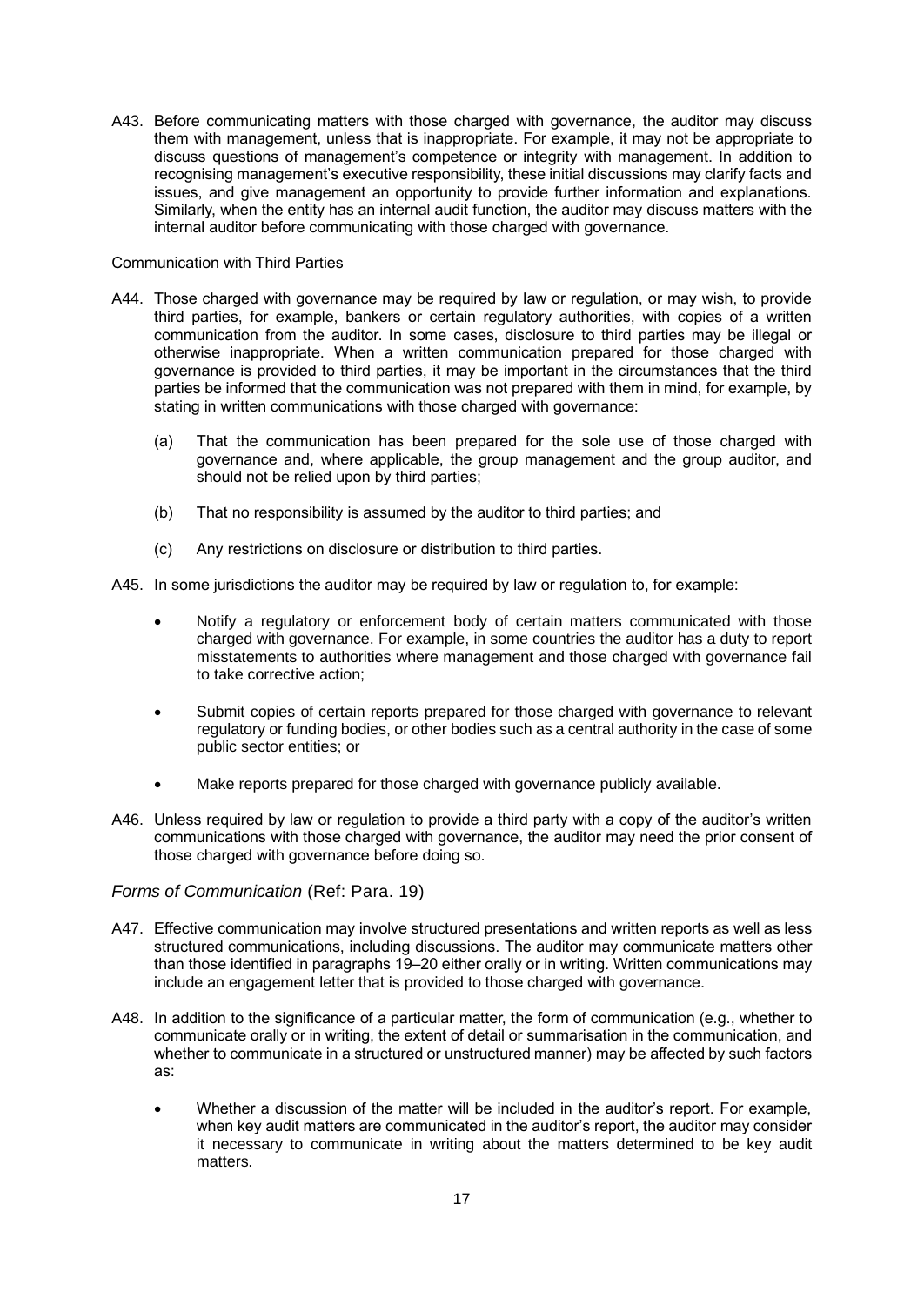A43. Before communicating matters with those charged with governance, the auditor may discuss them with management, unless that is inappropriate. For example, it may not be appropriate to discuss questions of management's competence or integrity with management. In addition to recognising management's executive responsibility, these initial discussions may clarify facts and issues, and give management an opportunity to provide further information and explanations. Similarly, when the entity has an internal audit function, the auditor may discuss matters with the internal auditor before communicating with those charged with governance.

Communication with Third Parties

A44. Those charged with governance may be required by law or regulation, or may wish, to provide third parties, for example, bankers or certain regulatory authorities, with copies of a written communication from the auditor. In some cases, disclosure to third parties may be illegal or otherwise inappropriate. When a written communication prepared for those charged with governance is provided to third parties, it may be important in the circumstances that the third parties be informed that the communication was not prepared with them in mind, for example, by stating in written communications with those charged with governance:

(a) That the communication has been prepared for the sole use of those charged with governance and, where applicable, the group management and the group auditor, and should not be relied upon by third parties;

(b) That no responsibility is assumed by the auditor to third parties; and

(c) Any restrictions on disclosure or distribution to third parties.

A45. In some jurisdictions the auditor may be required by law or regulation to, for example:

- Notify a regulatory or enforcement body of certain matters communicated with those charged with governance. For example, in some countries the auditor has a duty to report misstatements to authorities where management and those charged with governance fail to take corrective action;
- Submit copies of certain reports prepared for those charged with governance to relevant regulatory or funding bodies, or other bodies such as a central authority in the case of some public sector entities; or
- Make reports prepared for those charged with governance publicly available.

A46. Unless required by law or regulation to provide a third party with a copy of the auditor's written communications with those charged with governance, the auditor may need the prior consent of those charged with governance before doing so.

*Forms of Communication* (Ref: Para. 19)

A47. Effective communication may involve structured presentations and written reports as well as less structured communications, including discussions. The auditor may communicate matters other than those identified in paragraphs 19–20 either orally or in writing. Written communications may include an engagement letter that is provided to those charged with governance.

A48. In addition to the significance of a particular matter, the form of communication (e.g., whether to communicate orally or in writing, the extent of detail or summarisation in the communication, and whether to communicate in a structured or unstructured manner) may be affected by such factors as:

- Whether a discussion of the matter will be included in the auditor's report. For example, when key audit matters are communicated in the auditor's report, the auditor may consider it necessary to communicate in writing about the matters determined to be key audit matters.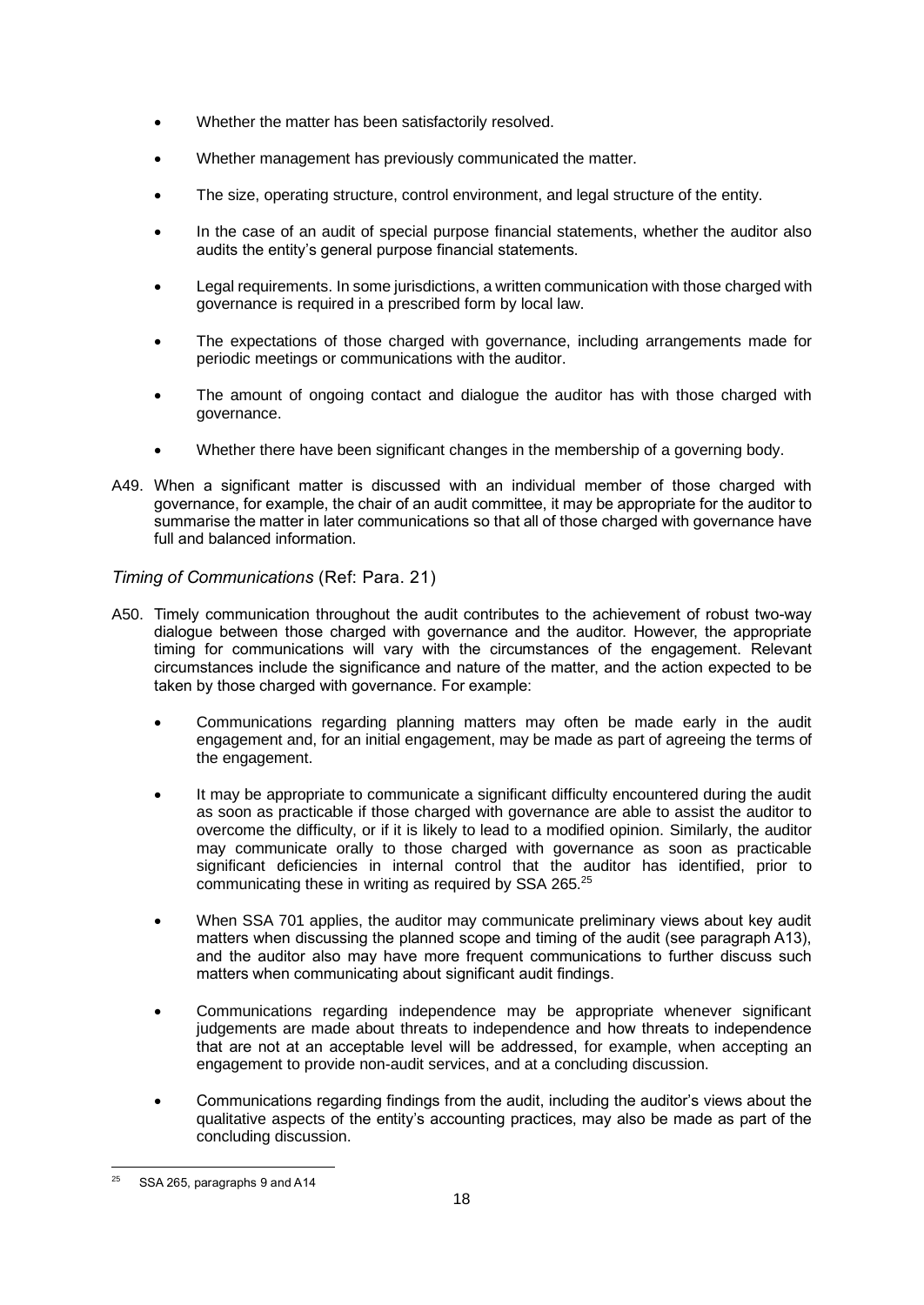- Whether the matter has been satisfactorily resolved.
- Whether management has previously communicated the matter.
- The size, operating structure, control environment, and legal structure of the entity.
- In the case of an audit of special purpose financial statements, whether the auditor also audits the entity's general purpose financial statements.
- Legal requirements. In some jurisdictions, a written communication with those charged with governance is required in a prescribed form by local law.
- The expectations of those charged with governance, including arrangements made for periodic meetings or communications with the auditor.
- The amount of ongoing contact and dialogue the auditor has with those charged with governance.
- Whether there have been significant changes in the membership of a governing body.

A49. When a significant matter is discussed with an individual member of those charged with governance, for example, the chair of an audit committee, it may be appropriate for the auditor to summarise the matter in later communications so that all of those charged with governance have full and balanced information.

*Timing of Communications* (Ref: Para. 21)

A50. Timely communication throughout the audit contributes to the achievement of robust two-way dialogue between those charged with governance and the auditor. However, the appropriate timing for communications will vary with the circumstances of the engagement. Relevant circumstances include the significance and nature of the matter, and the action expected to be taken by those charged with governance. For example:

- Communications regarding planning matters may often be made early in the audit engagement and, for an initial engagement, may be made as part of agreeing the terms of the engagement.
- It may be appropriate to communicate a significant difficulty encountered during the audit as soon as practicable if those charged with governance are able to assist the auditor to overcome the difficulty, or if it is likely to lead to a modified opinion. Similarly, the auditor may communicate orally to those charged with governance as soon as practicable significant deficiencies in internal control that the auditor has identified, prior to communicating these in writing as required by SSA 265.[25]
- When SSA 701 applies, the auditor may communicate preliminary views about key audit matters when discussing the planned scope and timing of the audit (see paragraph A13), and the auditor also may have more frequent communications to further discuss such matters when communicating about significant audit findings.
- Communications regarding independence may be appropriate whenever significant judgements are made about threats to independence and how threats to independence that are not at an acceptable level will be addressed, for example, when accepting an engagement to provide non-audit services, and at a concluding discussion.
- Communications regarding findings from the audit, including the auditor's views about the qualitative aspects of the entity's accounting practices, may also be made as part of the concluding discussion.

[25] SSA 265, paragraphs 9 and A14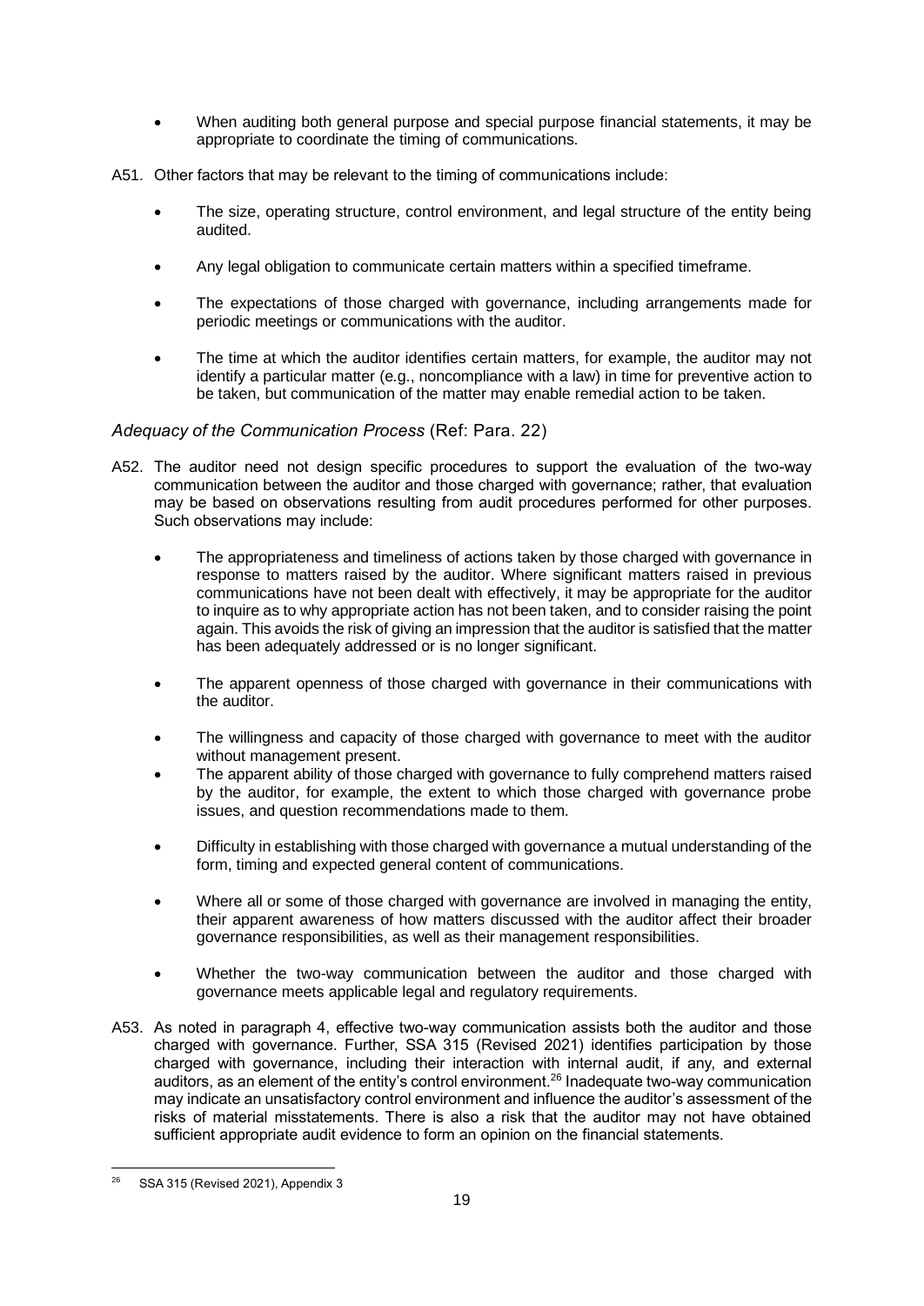- When auditing both general purpose and special purpose financial statements, it may be appropriate to coordinate the timing of communications.

A51. Other factors that may be relevant to the timing of communications include:

- The size, operating structure, control environment, and legal structure of the entity being audited.
- Any legal obligation to communicate certain matters within a specified timeframe.
- The expectations of those charged with governance, including arrangements made for periodic meetings or communications with the auditor.
- The time at which the auditor identifies certain matters, for example, the auditor may not identify a particular matter (e.g., noncompliance with a law) in time for preventive action to be taken, but communication of the matter may enable remedial action to be taken.

### *Adequacy of the Communication Process* (Ref: Para. 22)

A52. The auditor need not design specific procedures to support the evaluation of the two-way communication between the auditor and those charged with governance; rather, that evaluation may be based on observations resulting from audit procedures performed for other purposes. Such observations may include:

- The appropriateness and timeliness of actions taken by those charged with governance in response to matters raised by the auditor. Where significant matters raised in previous communications have not been dealt with effectively, it may be appropriate for the auditor to inquire as to why appropriate action has not been taken, and to consider raising the point again. This avoids the risk of giving an impression that the auditor is satisfied that the matter has been adequately addressed or is no longer significant.
- The apparent openness of those charged with governance in their communications with the auditor.
- The willingness and capacity of those charged with governance to meet with the auditor without management present.
- The apparent ability of those charged with governance to fully comprehend matters raised by the auditor, for example, the extent to which those charged with governance probe issues, and question recommendations made to them.
- Difficulty in establishing with those charged with governance a mutual understanding of the form, timing and expected general content of communications.
- Where all or some of those charged with governance are involved in managing the entity, their apparent awareness of how matters discussed with the auditor affect their broader governance responsibilities, as well as their management responsibilities.
- Whether the two-way communication between the auditor and those charged with governance meets applicable legal and regulatory requirements.

A53. As noted in paragraph 4, effective two-way communication assists both the auditor and those charged with governance. Further, SSA 315 (Revised 2021) identifies participation by those charged with governance, including their interaction with internal audit, if any, and external auditors, as an element of the entity's control environment.[26] Inadequate two-way communication may indicate an unsatisfactory control environment and influence the auditor's assessment of the risks of material misstatements. There is also a risk that the auditor may not have obtained sufficient appropriate audit evidence to form an opinion on the financial statements.

---

[26] SSA 315 (Revised 2021), Appendix 3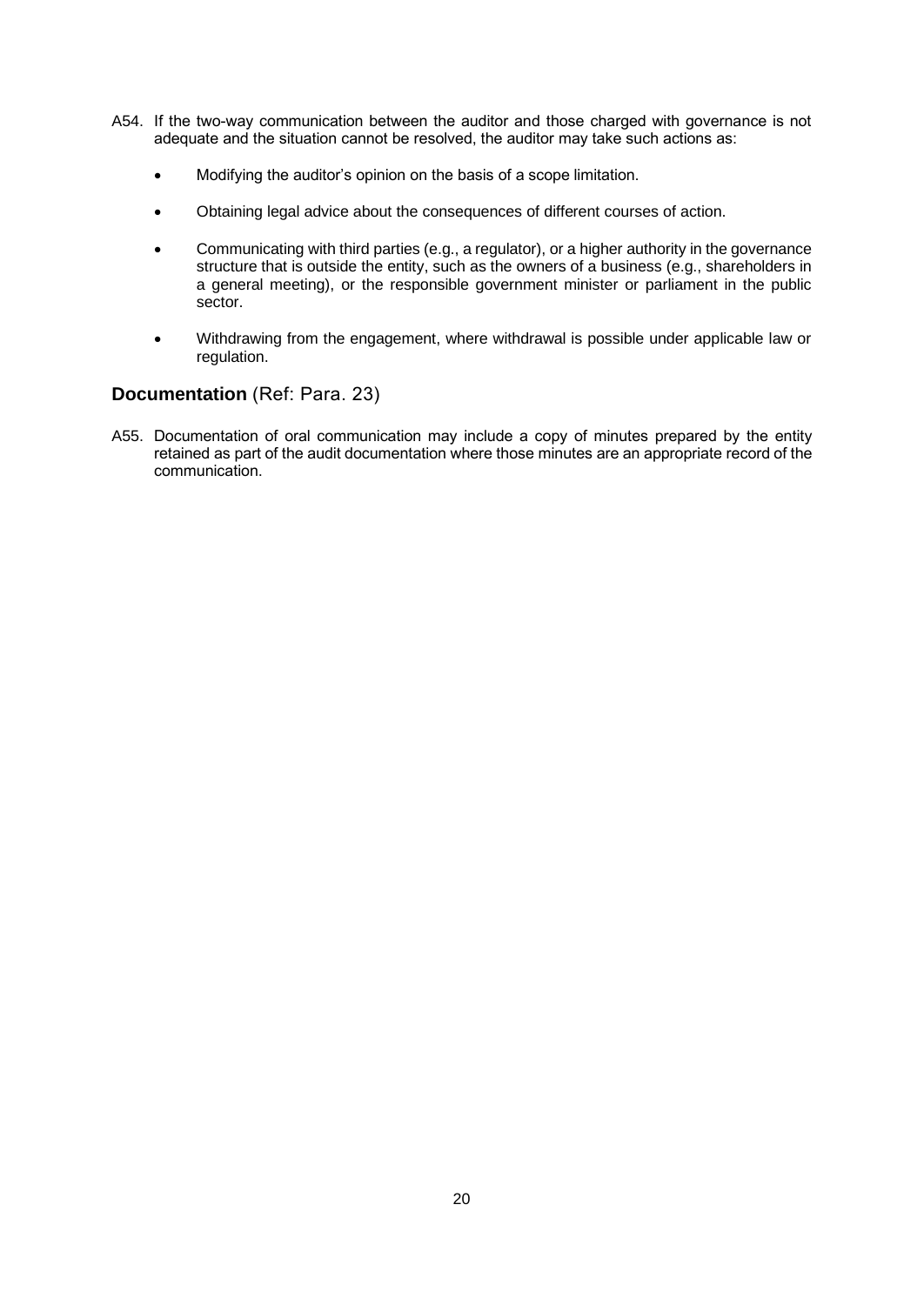A54. If the two-way communication between the auditor and those charged with governance is not adequate and the situation cannot be resolved, the auditor may take such actions as:

- Modifying the auditor's opinion on the basis of a scope limitation.
- Obtaining legal advice about the consequences of different courses of action.
- Communicating with third parties (e.g., a regulator), or a higher authority in the governance structure that is outside the entity, such as the owners of a business (e.g., shareholders in a general meeting), or the responsible government minister or parliament in the public sector.
- Withdrawing from the engagement, where withdrawal is possible under applicable law or regulation.

## **Documentation** (Ref: Para. 23)

A55. Documentation of oral communication may include a copy of minutes prepared by the entity retained as part of the audit documentation where those minutes are an appropriate record of the communication.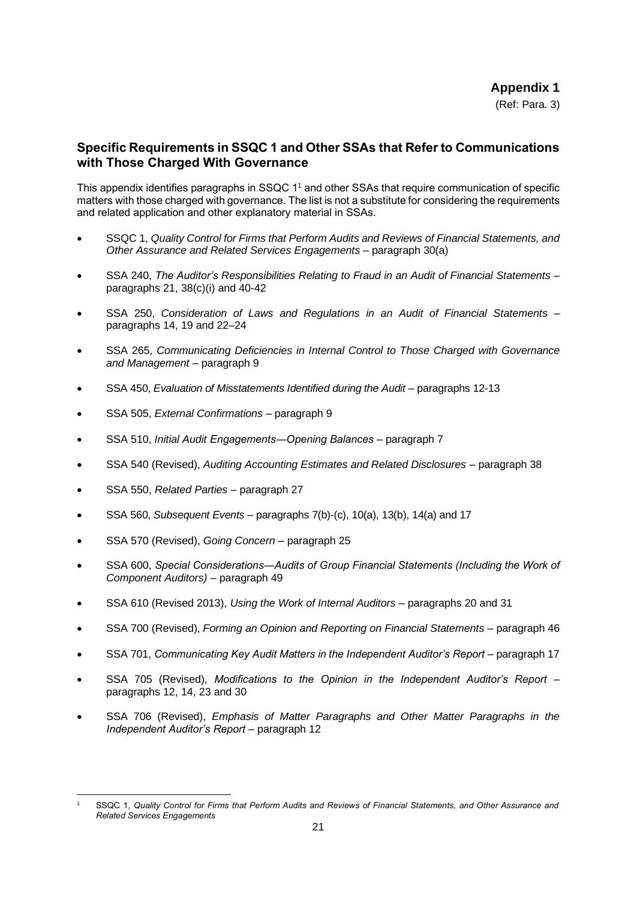**Appendix 1**

(Ref: Para. 3)

## Specific Requirements in SSQC 1 and Other SSAs that Refer to Communications with Those Charged With Governance

This appendix identifies paragraphs in SSQC 1[1] and other SSAs that require communication of specific matters with those charged with governance. The list is not a substitute for considering the requirements and related application and other explanatory material in SSAs.

- SSQC 1, *Quality Control for Firms that Perform Audits and Reviews of Financial Statements, and Other Assurance and Related Services Engagements* – paragraph 30(a)
- SSA 240, *The Auditor's Responsibilities Relating to Fraud in an Audit of Financial Statements* – paragraphs 21, 38(c)(i) and 40-42
- SSA 250, *Consideration of Laws and Regulations in an Audit of Financial Statements* – paragraphs 14, 19 and 22–24
- SSA 265, *Communicating Deficiencies in Internal Control to Those Charged with Governance and Management* – paragraph 9
- SSA 450, *Evaluation of Misstatements Identified during the Audit* – paragraphs 12-13
- SSA 505, *External Confirmations* – paragraph 9
- SSA 510, *Initial Audit Engagements—Opening Balances* – paragraph 7
- SSA 540 (Revised), *Auditing Accounting Estimates and Related Disclosures* – paragraph 38
- SSA 550, *Related Parties* – paragraph 27
- SSA 560, *Subsequent Events* – paragraphs 7(b)-(c), 10(a), 13(b), 14(a) and 17
- SSA 570 (Revised), *Going Concern* – paragraph 25
- SSA 600, *Special Considerations—Audits of Group Financial Statements (Including the Work of Component Auditors)* – paragraph 49
- SSA 610 (Revised 2013), *Using the Work of Internal Auditors* – paragraphs 20 and 31
- SSA 700 (Revised), *Forming an Opinion and Reporting on Financial Statements* – paragraph 46
- SSA 701, *Communicating Key Audit Matters in the Independent Auditor's Report* – paragraph 17
- SSA 705 (Revised), *Modifications to the Opinion in the Independent Auditor's Report* – paragraphs 12, 14, 23 and 30
- SSA 706 (Revised), *Emphasis of Matter Paragraphs and Other Matter Paragraphs in the Independent Auditor's Report* – paragraph 12

[1] SSQC 1, *Quality Control for Firms that Perform Audits and Reviews of Financial Statements, and Other Assurance and Related Services Engagements*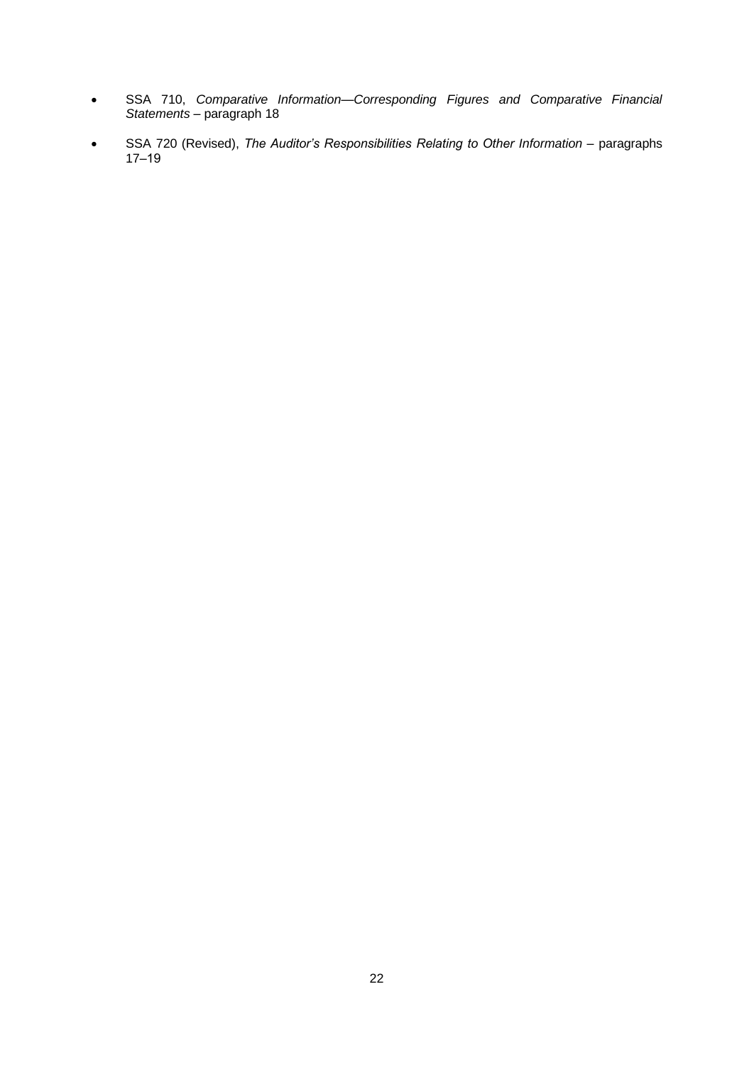- SSA 710, *Comparative Information—Corresponding Figures and Comparative Financial Statements* – paragraph 18
- SSA 720 (Revised), *The Auditor's Responsibilities Relating to Other Information* – paragraphs 17–19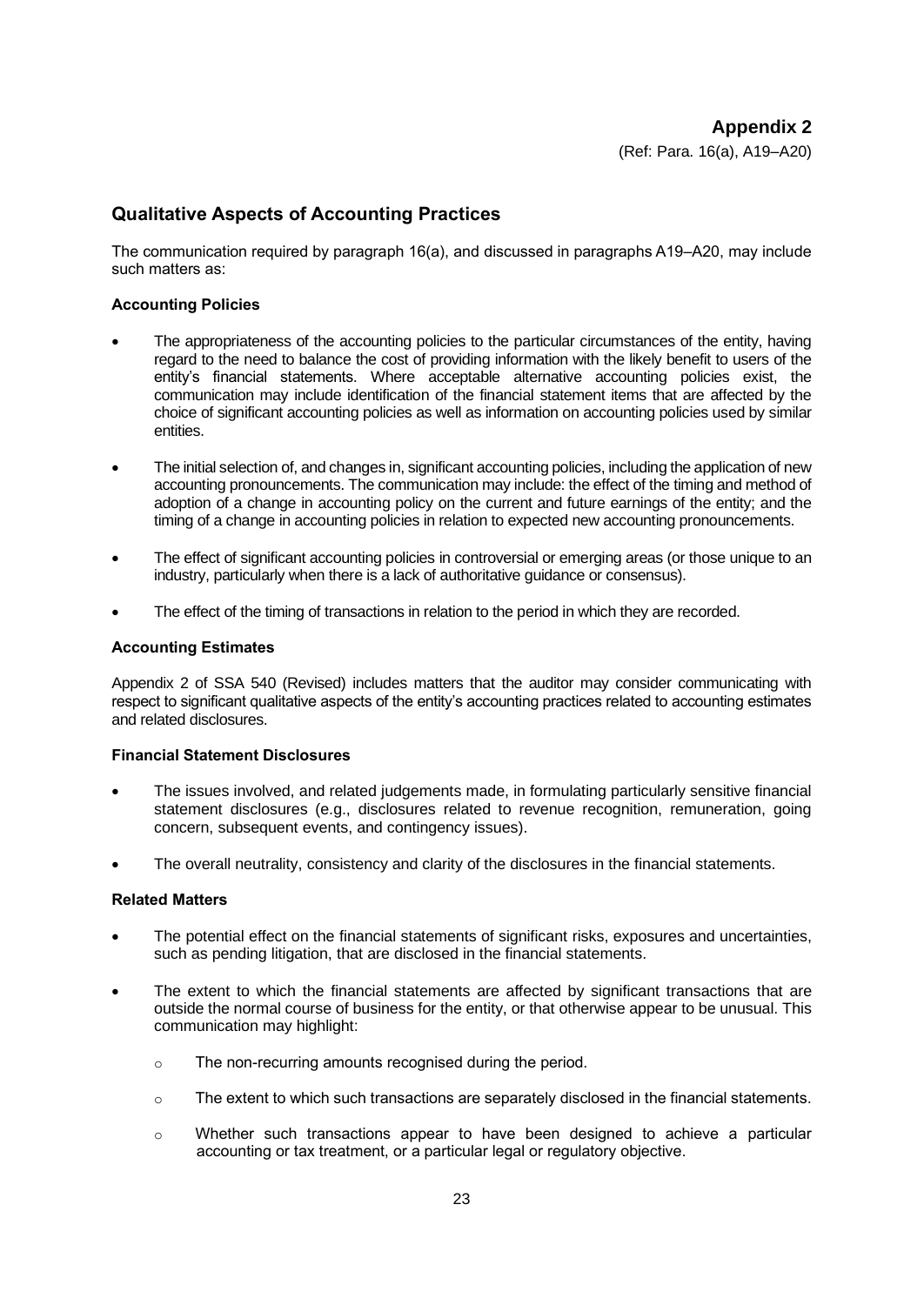# Appendix 2

(Ref: Para. 16(a), A19–A20)

## Qualitative Aspects of Accounting Practices

The communication required by paragraph 16(a), and discussed in paragraphs A19–A20, may include such matters as:

### Accounting Policies

- The appropriateness of the accounting policies to the particular circumstances of the entity, having regard to the need to balance the cost of providing information with the likely benefit to users of the entity's financial statements. Where acceptable alternative accounting policies exist, the communication may include identification of the financial statement items that are affected by the choice of significant accounting policies as well as information on accounting policies used by similar entities.
- The initial selection of, and changes in, significant accounting policies, including the application of new accounting pronouncements. The communication may include: the effect of the timing and method of adoption of a change in accounting policy on the current and future earnings of the entity; and the timing of a change in accounting policies in relation to expected new accounting pronouncements.
- The effect of significant accounting policies in controversial or emerging areas (or those unique to an industry, particularly when there is a lack of authoritative guidance or consensus).
- The effect of the timing of transactions in relation to the period in which they are recorded.

### Accounting Estimates

Appendix 2 of SSA 540 (Revised) includes matters that the auditor may consider communicating with respect to significant qualitative aspects of the entity's accounting practices related to accounting estimates and related disclosures.

### Financial Statement Disclosures

- The issues involved, and related judgements made, in formulating particularly sensitive financial statement disclosures (e.g., disclosures related to revenue recognition, remuneration, going concern, subsequent events, and contingency issues).
- The overall neutrality, consistency and clarity of the disclosures in the financial statements.

### Related Matters

- The potential effect on the financial statements of significant risks, exposures and uncertainties, such as pending litigation, that are disclosed in the financial statements.
- The extent to which the financial statements are affected by significant transactions that are outside the normal course of business for the entity, or that otherwise appear to be unusual. This communication may highlight:
  - The non-recurring amounts recognised during the period.
  - The extent to which such transactions are separately disclosed in the financial statements.
  - Whether such transactions appear to have been designed to achieve a particular accounting or tax treatment, or a particular legal or regulatory objective.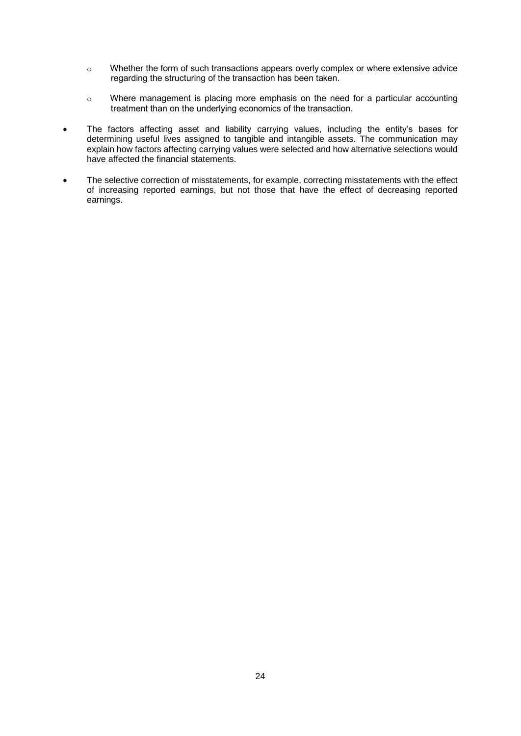- Whether the form of such transactions appears overly complex or where extensive advice regarding the structuring of the transaction has been taken.

  - Where management is placing more emphasis on the need for a particular accounting treatment than on the underlying economics of the transaction.

- The factors affecting asset and liability carrying values, including the entity's bases for determining useful lives assigned to tangible and intangible assets. The communication may explain how factors affecting carrying values were selected and how alternative selections would have affected the financial statements.

- The selective correction of misstatements, for example, correcting misstatements with the effect of increasing reported earnings, but not those that have the effect of decreasing reported earnings.